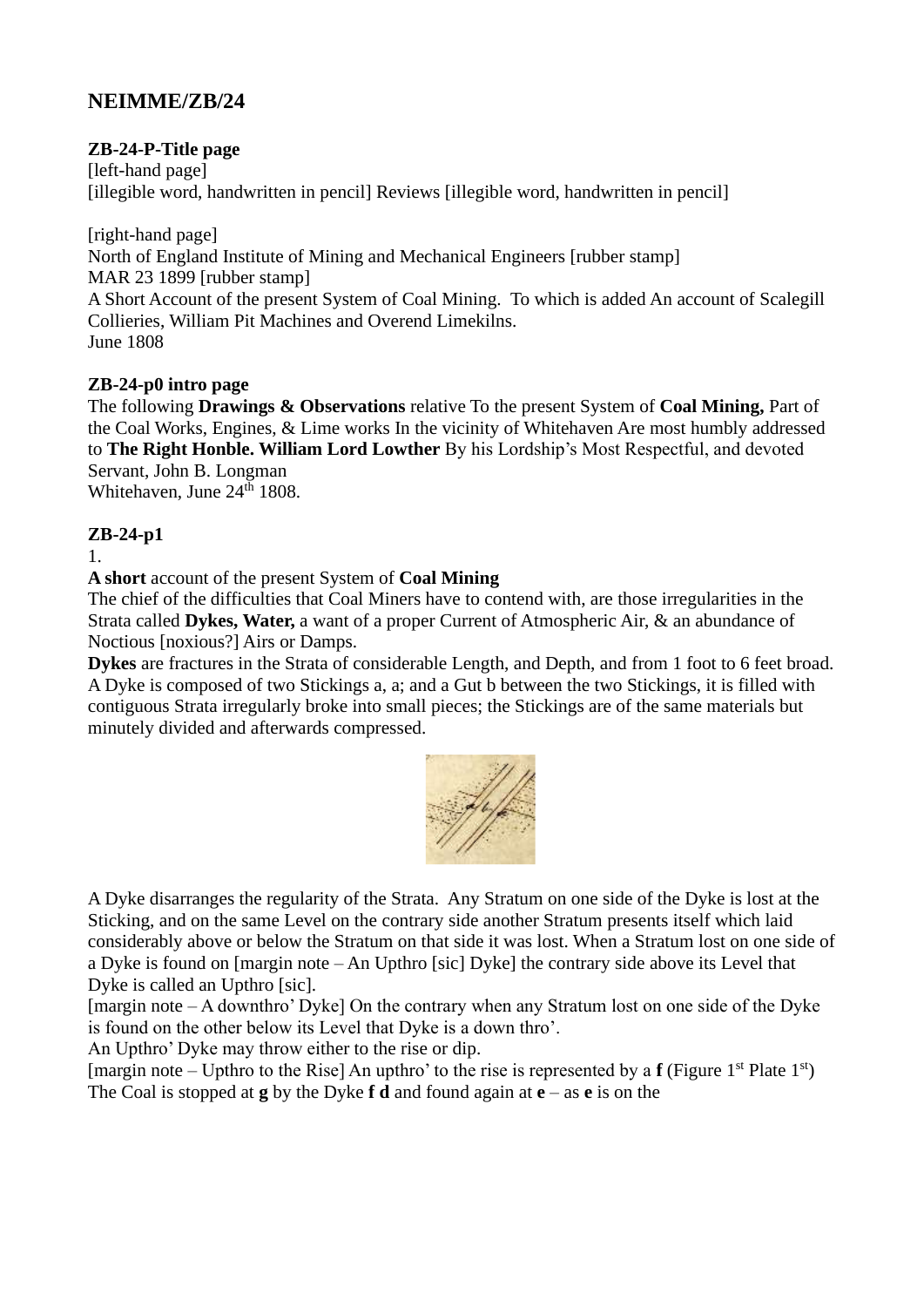# NEIMME/ZB/24

**ZB-24-P-Title page**

[left-hand page]

[illegible word, handwritten in pencil] Reviews [illegible word, handwritten in pencil]

[right-hand page]

North of England Institute of Mining and Mechanical Engineers [rubber stamp]

MAR 23 1899 [rubber stamp]

A Short Account of the present System of Coal Mining. To which is added An account of Scalegill Collieries, William Pit Machines and Overend Limekilns.

June 1808

**ZB-24-p0 intro page**

The following **Drawings & Observations** relative To the present System of **Coal Mining,** Part of the Coal Works, Engines, & Lime works In the vicinity of Whitehaven Are most humbly addressed to **The Right Honble. William Lord Lowther** By his Lordship's Most Respectful, and devoted Servant, John B. Longman

Whitehaven, June 24th 1808.

**ZB-24-p1**

1.

**A short** account of the present System of **Coal Mining**

The chief of the difficulties that Coal Miners have to contend with, are those irregularities in the Strata called **Dykes, Water,** a want of a proper Current of Atmospheric Air, & an abundance of Noctious [noxious?] Airs or Damps.

**Dykes** are fractures in the Strata of considerable Length, and Depth, and from 1 foot to 6 feet broad. A Dyke is composed of two Stickings a, a; and a Gut b between the two Stickings, it is filled with contiguous Strata irregularly broke into small pieces; the Stickings are of the same materials but minutely divided and afterwards compressed.

A Dyke disarranges the regularity of the Strata. Any Stratum on one side of the Dyke is lost at the Sticking, and on the same Level on the contrary side another Stratum presents itself which laid considerably above or below the Stratum on that side it was lost. When a Stratum lost on one side of a Dyke is found on [margin note – An Upthro [sic] Dyke] the contrary side above its Level that Dyke is called an Upthro [sic].

[margin note – A downthro' Dyke] On the contrary when any Stratum lost on one side of the Dyke is found on the other below its Level that Dyke is a down thro'.

An Upthro' Dyke may throw either to the rise or dip.

[margin note – Upthro to the Rise] An upthro' to the rise is represented by a **f** (Figure 1st Plate 1st) The Coal is stopped at **g** by the Dyke **f d** and found again at **e** – as **e** is on the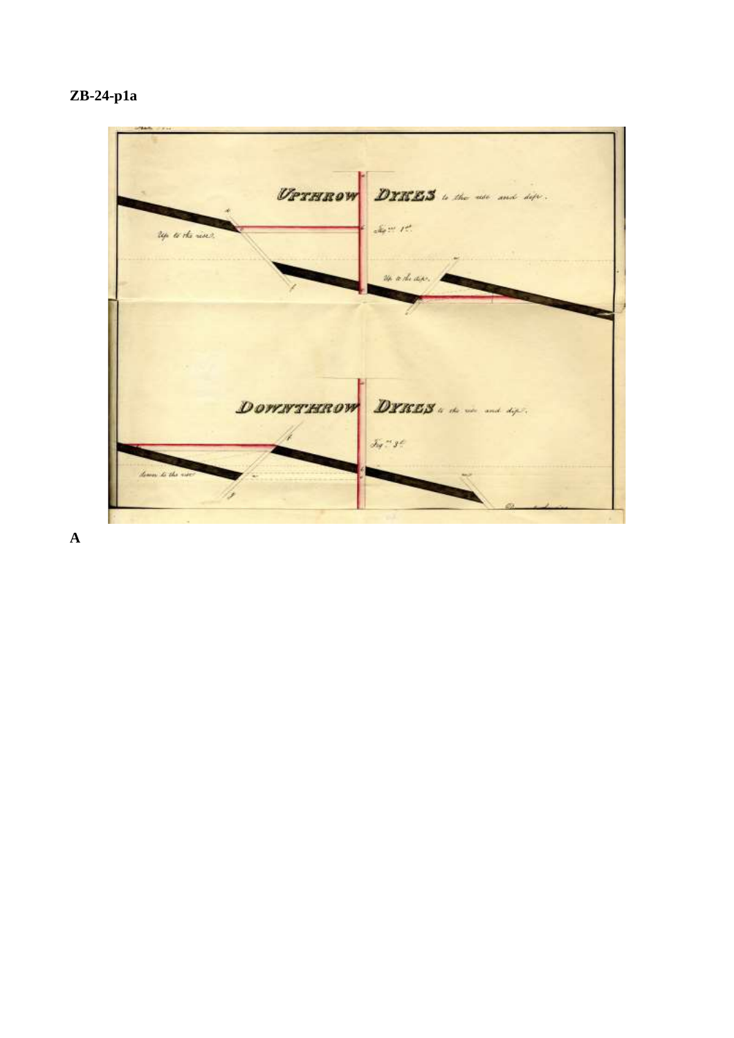**ZB-24-p1a**

UPTHROW DYKES to the rise and dip.

Fig.re 1st.

Up to the rise.

Up to the dip.

DOWNTHROW DYKES to the rise and dip.

Fig.re 3d.

down to the rise

**A**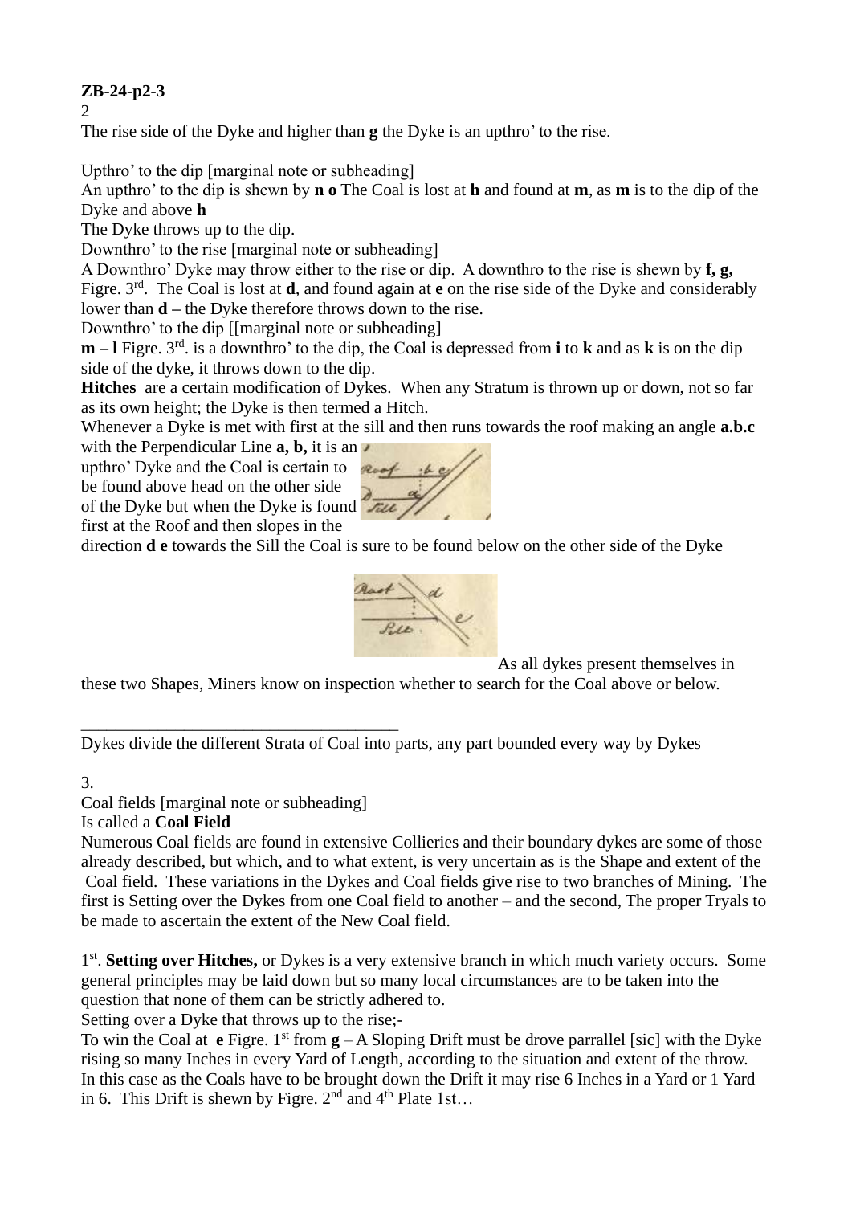**ZB-24-p2-3**

2

The rise side of the Dyke and higher than **g** the Dyke is an upthro' to the rise.

Upthro' to the dip [marginal note or subheading]

An upthro' to the dip is shewn by **n o** The Coal is lost at **h** and found at **m**, as **m** is to the dip of the Dyke and above **h**

The Dyke throws up to the dip.

Downthro' to the rise [marginal note or subheading]

A Downthro' Dyke may throw either to the rise or dip. A downthro to the rise is shewn by **f, g,** Figre. 3rd. The Coal is lost at **d**, and found again at **e** on the rise side of the Dyke and considerably lower than **d** – the Dyke therefore throws down to the rise.

Downthro' to the dip [[marginal note or subheading]

**m – l** Figre. 3rd. is a downthro' to the dip, the Coal is depressed from **i** to **k** and as **k** is on the dip side of the dyke, it throws down to the dip.

**Hitches** are a certain modification of Dykes. When any Stratum is thrown up or down, not so far as its own height; the Dyke is then termed a Hitch.

Whenever a Dyke is met with first at the sill and then runs towards the roof making an angle **a.b.c** with the Perpendicular Line **a, b,** it is an upthro' Dyke and the Coal is certain to be found above head on the other side of the Dyke but when the Dyke is found first at the Roof and then slopes in the direction **d e** towards the Sill the Coal is sure to be found below on the other side of the Dyke

As all dykes present themselves in these two Shapes, Miners know on inspection whether to search for the Coal above or below.

---

Dykes divide the different Strata of Coal into parts, any part bounded every way by Dykes

3.

Coal fields [marginal note or subheading]

Is called a **Coal Field**

Numerous Coal fields are found in extensive Collieries and their boundary dykes are some of those already described, but which, and to what extent, is very uncertain as is the Shape and extent of the Coal field. These variations in the Dykes and Coal fields give rise to two branches of Mining. The first is Setting over the Dykes from one Coal field to another – and the second, The proper Tryals to be made to ascertain the extent of the New Coal field.

1st. **Setting over Hitches,** or Dykes is a very extensive branch in which much variety occurs. Some general principles may be laid down but so many local circumstances are to be taken into the question that none of them can be strictly adhered to.

Setting over a Dyke that throws up to the rise;-

To win the Coal at **e** Figre. 1st from **g** – A Sloping Drift must be drove parrallel [sic] with the Dyke rising so many Inches in every Yard of Length, according to the situation and extent of the throw. In this case as the Coals have to be brought down the Drift it may rise 6 Inches in a Yard or 1 Yard in 6. This Drift is shewn by Figre. 2nd and 4th Plate 1st…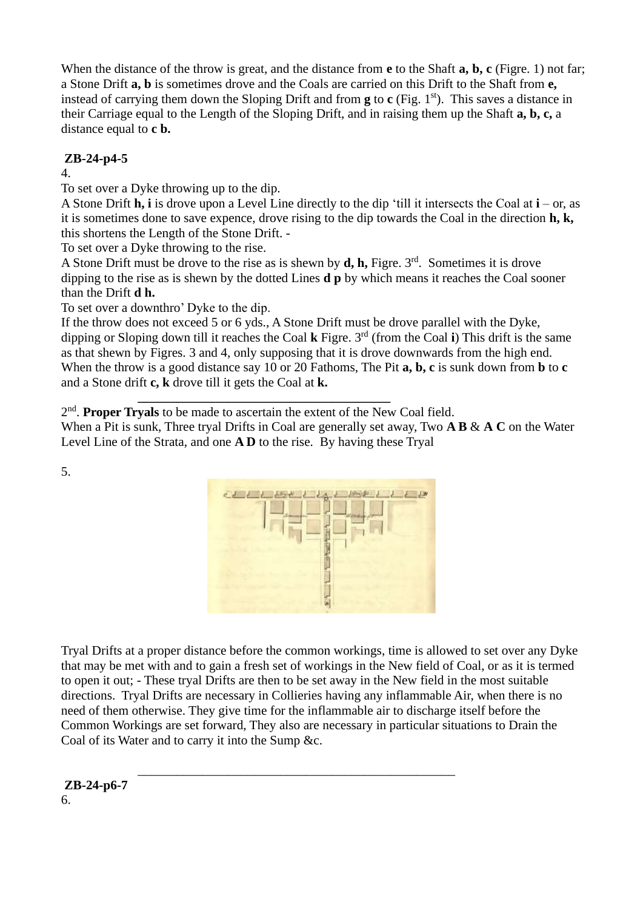When the distance of the throw is great, and the distance from **e** to the Shaft **a, b, c** (Figre. 1) not far; a Stone Drift **a, b** is sometimes drove and the Coals are carried on this Drift to the Shaft from **e,** instead of carrying them down the Sloping Drift and from **g** to **c** (Fig. 1st). This saves a distance in their Carriage equal to the Length of the Sloping Drift, and in raising them up the Shaft **a, b, c,** a distance equal to **c b.**

**ZB-24-p4-5**

4.

To set over a Dyke throwing up to the dip.

A Stone Drift **h, i** is drove upon a Level Line directly to the dip 'till it intersects the Coal at **i** – or, as it is sometimes done to save expence, drove rising to the dip towards the Coal in the direction **h, k,** this shortens the Length of the Stone Drift. -

To set over a Dyke throwing to the rise.

A Stone Drift must be drove to the rise as is shewn by **d, h,** Figre. 3rd. Sometimes it is drove dipping to the rise as is shewn by the dotted Lines **d p** by which means it reaches the Coal sooner than the Drift **d h.**

To set over a downthro' Dyke to the dip.

If the throw does not exceed 5 or 6 yds., A Stone Drift must be drove parallel with the Dyke, dipping or Sloping down till it reaches the Coal **k** Figre. 3rd (from the Coal **i**) This drift is the same as that shewn by Figres. 3 and 4, only supposing that it is drove downwards from the high end. When the throw is a good distance say 10 or 20 Fathoms, The Pit **a, b, c** is sunk down from **b** to **c** and a Stone drift **c, k** drove till it gets the Coal at **k.**

---

2nd. **Proper Tryals** to be made to ascertain the extent of the New Coal field.

When a Pit is sunk, Three tryal Drifts in Coal are generally set away, Two **A B** & **A C** on the Water Level Line of the Strata, and one **A D** to the rise. By having these Tryal

5.

Tryal Drifts at a proper distance before the common workings, time is allowed to set over any Dyke that may be met with and to gain a fresh set of workings in the New field of Coal, or as it is termed to open it out; - These tryal Drifts are then to be set away in the New field in the most suitable directions. Tryal Drifts are necessary in Collieries having any inflammable Air, when there is no need of them otherwise. They give time for the inflammable air to discharge itself before the Common Workings are set forward, They also are necessary in particular situations to Drain the Coal of its Water and to carry it into the Sump &c.

---

**ZB-24-p6-7**

6.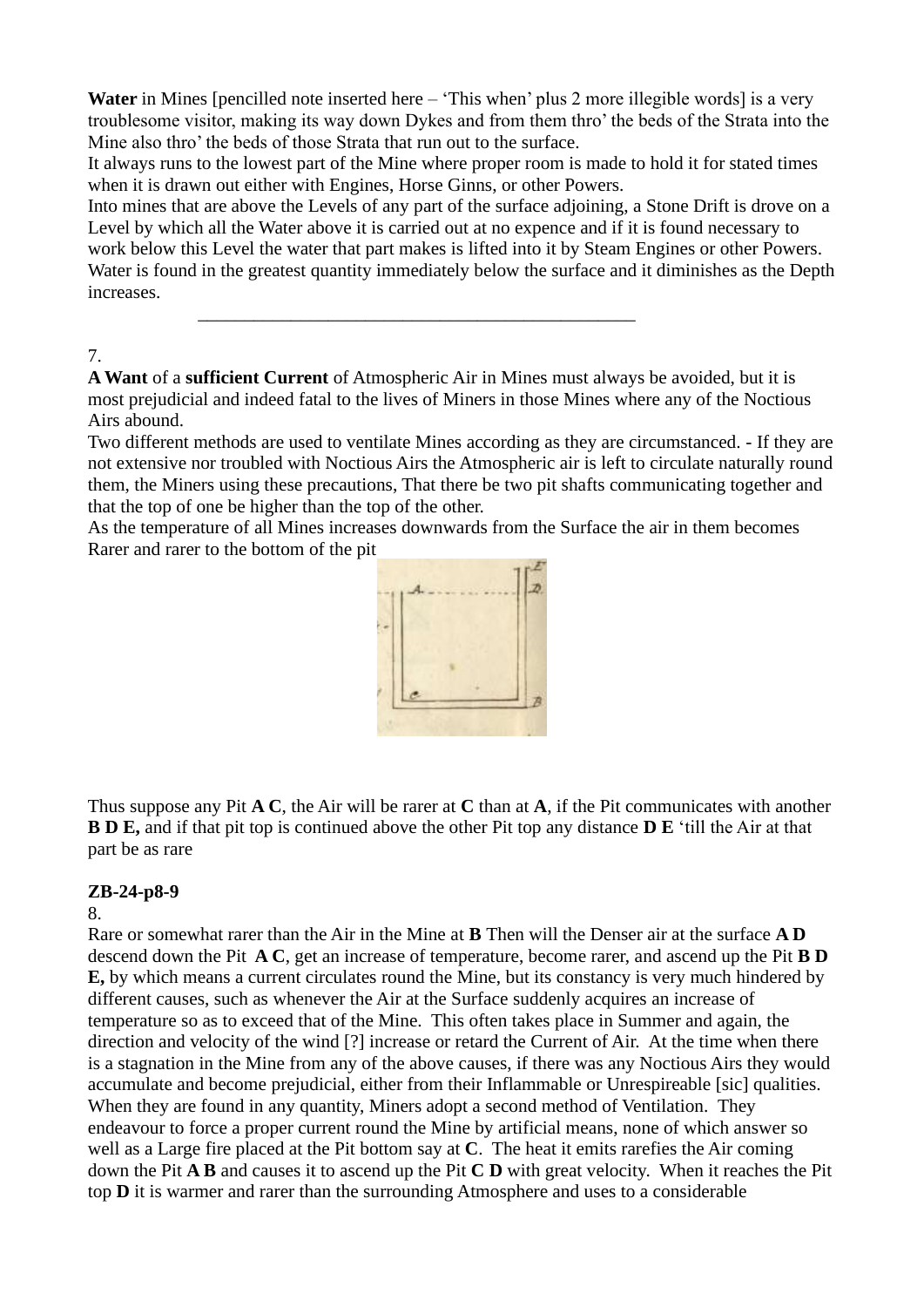**Water** in Mines [pencilled note inserted here – 'This when' plus 2 more illegible words] is a very troublesome visitor, making its way down Dykes and from them thro' the beds of the Strata into the Mine also thro' the beds of those Strata that run out to the surface.

It always runs to the lowest part of the Mine where proper room is made to hold it for stated times when it is drawn out either with Engines, Horse Ginns, or other Powers.

Into mines that are above the Levels of any part of the surface adjoining, a Stone Drift is drove on a Level by which all the Water above it is carried out at no expence and if it is found necessary to work below this Level the water that part makes is lifted into it by Steam Engines or other Powers.

Water is found in the greatest quantity immediately below the surface and it diminishes as the Depth increases.

---

7.

**A Want** of a **sufficient Current** of Atmospheric Air in Mines must always be avoided, but it is most prejudicial and indeed fatal to the lives of Miners in those Mines where any of the Noctious Airs abound.

Two different methods are used to ventilate Mines according as they are circumstanced. - If they are not extensive nor troubled with Noctious Airs the Atmospheric air is left to circulate naturally round them, the Miners using these precautions, That there be two pit shafts communicating together and that the top of one be higher than the top of the other.

As the temperature of all Mines increases downwards from the Surface the air in them becomes Rarer and rarer to the bottom of the pit

Thus suppose any Pit **A C**, the Air will be rarer at **C** than at **A**, if the Pit communicates with another **B D E,** and if that pit top is continued above the other Pit top any distance **D E** 'till the Air at that part be as rare

**ZB-24-p8-9**

8.

Rare or somewhat rarer than the Air in the Mine at **B** Then will the Denser air at the surface **A D** descend down the Pit **A C**, get an increase of temperature, become rarer, and ascend up the Pit **B D E,** by which means a current circulates round the Mine, but its constancy is very much hindered by different causes, such as whenever the Air at the Surface suddenly acquires an increase of temperature so as to exceed that of the Mine. This often takes place in Summer and again, the direction and velocity of the wind [?] increase or retard the Current of Air. At the time when there is a stagnation in the Mine from any of the above causes, if there was any Noctious Airs they would accumulate and become prejudicial, either from their Inflammable or Unrespireable [sic] qualities. When they are found in any quantity, Miners adopt a second method of Ventilation. They endeavour to force a proper current round the Mine by artificial means, none of which answer so well as a Large fire placed at the Pit bottom say at **C**. The heat it emits rarefies the Air coming down the Pit **A B** and causes it to ascend up the Pit **C D** with great velocity. When it reaches the Pit top **D** it is warmer and rarer than the surrounding Atmosphere and uses to a considerable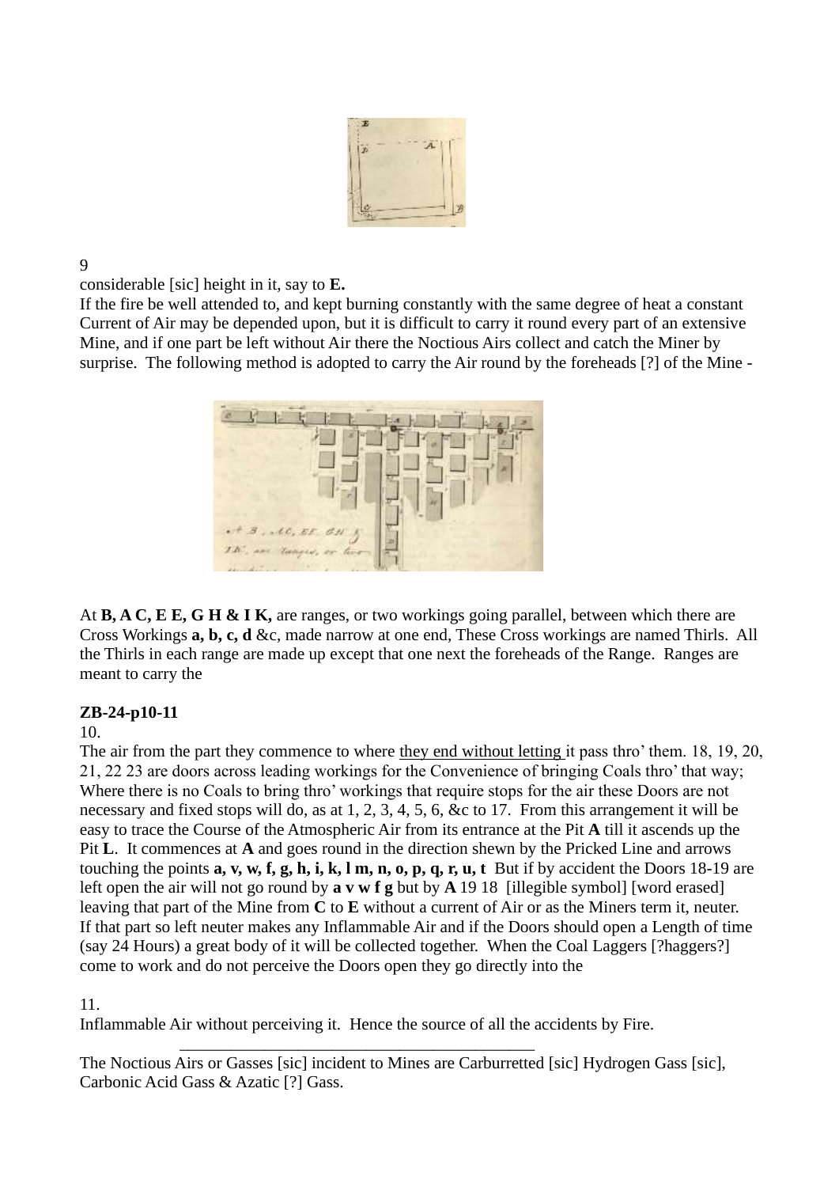9

considerable [sic] height in it, say to **E.**

If the fire be well attended to, and kept burning constantly with the same degree of heat a constant Current of Air may be depended upon, but it is difficult to carry it round every part of an extensive Mine, and if one part be left without Air there the Noctious Airs collect and catch the Miner by surprise. The following method is adopted to carry the Air round by the foreheads [?] of the Mine -

At **B, A C, E E, G H & I K,** are ranges, or two workings going parallel, between which there are Cross Workings **a, b, c, d** &c, made narrow at one end, These Cross workings are named Thirls. All the Thirls in each range are made up except that one next the foreheads of the Range. Ranges are meant to carry the

**ZB-24-p10-11**

10.

The air from the part they commence to where <u>they end without letting </u>it pass thro' them. 18, 19, 20, 21, 22 23 are doors across leading workings for the Convenience of bringing Coals thro' that way; Where there is no Coals to bring thro' workings that require stops for the air these Doors are not necessary and fixed stops will do, as at 1, 2, 3, 4, 5, 6, &c to 17. From this arrangement it will be easy to trace the Course of the Atmospheric Air from its entrance at the Pit **A** till it ascends up the Pit **L**. It commences at **A** and goes round in the direction shewn by the Pricked Line and arrows touching the points **a, v, w, f, g, h, i, k, l m, n, o, p, q, r, u, t** But if by accident the Doors 18-19 are left open the air will not go round by **a v w f g** but by **A** 19 18 [illegible symbol] [word erased] leaving that part of the Mine from **C** to **E** without a current of Air or as the Miners term it, neuter. If that part so left neuter makes any Inflammable Air and if the Doors should open a Length of time (say 24 Hours) a great body of it will be collected together. When the Coal Laggers [?haggers?] come to work and do not perceive the Doors open they go directly into the

11.

Inflammable Air without perceiving it. Hence the source of all the accidents by Fire.

---

The Noctious Airs or Gasses [sic] incident to Mines are Carburretted [sic] Hydrogen Gass [sic], Carbonic Acid Gass & Azatic [?] Gass.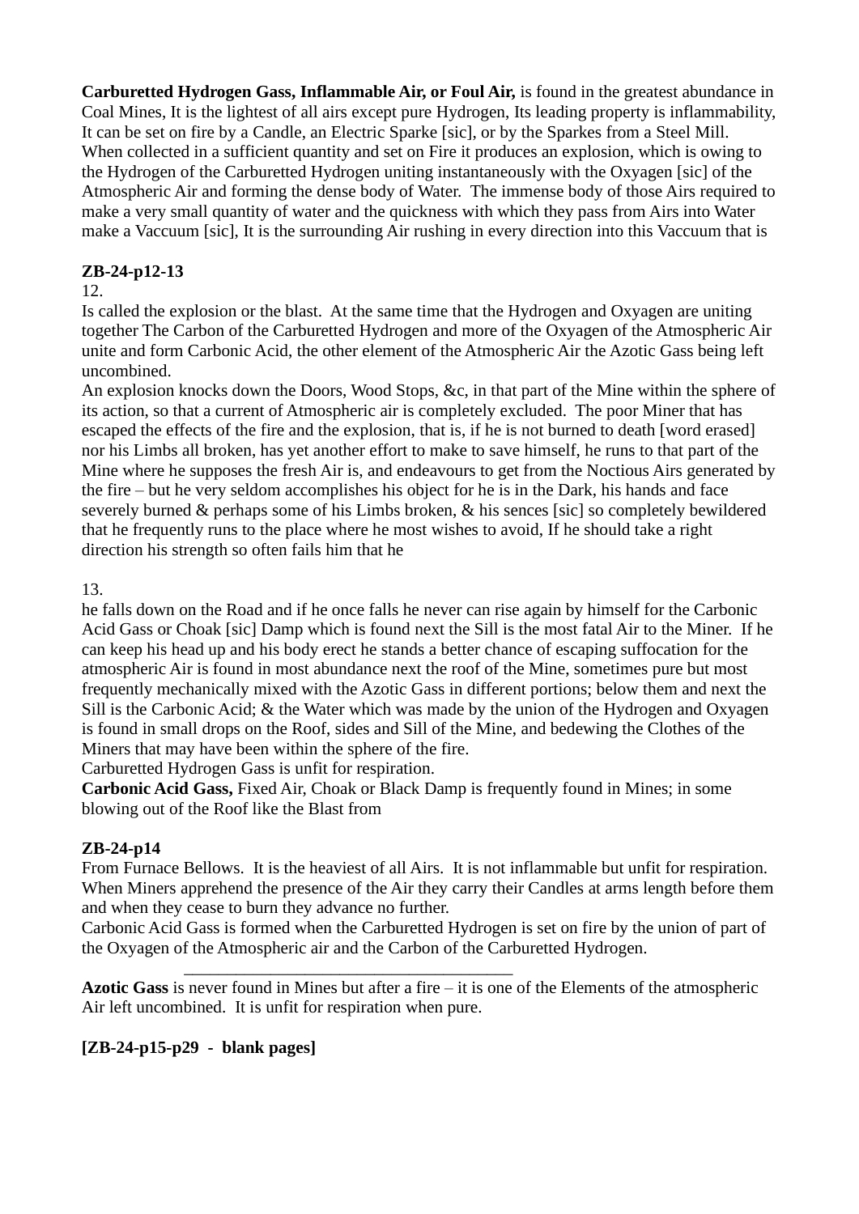**Carburetted Hydrogen Gass, Inflammable Air, or Foul Air,** is found in the greatest abundance in Coal Mines, It is the lightest of all airs except pure Hydrogen, Its leading property is inflammability, It can be set on fire by a Candle, an Electric Sparke [sic], or by the Sparkes from a Steel Mill. When collected in a sufficient quantity and set on Fire it produces an explosion, which is owing to the Hydrogen of the Carburetted Hydrogen uniting instantaneously with the Oxyagen [sic] of the Atmospheric Air and forming the dense body of Water. The immense body of those Airs required to make a very small quantity of water and the quickness with which they pass from Airs into Water make a Vaccuum [sic], It is the surrounding Air rushing in every direction into this Vaccuum that is

**ZB-24-p12-13**

12.

Is called the explosion or the blast. At the same time that the Hydrogen and Oxyagen are uniting together The Carbon of the Carburetted Hydrogen and more of the Oxyagen of the Atmospheric Air unite and form Carbonic Acid, the other element of the Atmospheric Air the Azotic Gass being left uncombined.

An explosion knocks down the Doors, Wood Stops, &c, in that part of the Mine within the sphere of its action, so that a current of Atmospheric air is completely excluded. The poor Miner that has escaped the effects of the fire and the explosion, that is, if he is not burned to death [word erased] nor his Limbs all broken, has yet another effort to make to save himself, he runs to that part of the Mine where he supposes the fresh Air is, and endeavours to get from the Noctious Airs generated by the fire – but he very seldom accomplishes his object for he is in the Dark, his hands and face severely burned & perhaps some of his Limbs broken, & his sences [sic] so completely bewildered that he frequently runs to the place where he most wishes to avoid, If he should take a right direction his strength so often fails him that he

13.

he falls down on the Road and if he once falls he never can rise again by himself for the Carbonic Acid Gass or Choak [sic] Damp which is found next the Sill is the most fatal Air to the Miner. If he can keep his head up and his body erect he stands a better chance of escaping suffocation for the atmospheric Air is found in most abundance next the roof of the Mine, sometimes pure but most frequently mechanically mixed with the Azotic Gass in different portions; below them and next the Sill is the Carbonic Acid; & the Water which was made by the union of the Hydrogen and Oxyagen is found in small drops on the Roof, sides and Sill of the Mine, and bedewing the Clothes of the Miners that may have been within the sphere of the fire.

Carburetted Hydrogen Gass is unfit for respiration.

**Carbonic Acid Gass,** Fixed Air, Choak or Black Damp is frequently found in Mines; in some blowing out of the Roof like the Blast from

**ZB-24-p14**

From Furnace Bellows. It is the heaviest of all Airs. It is not inflammable but unfit for respiration. When Miners apprehend the presence of the Air they carry their Candles at arms length before them and when they cease to burn they advance no further.

Carbonic Acid Gass is formed when the Carburetted Hydrogen is set on fire by the union of part of the Oxyagen of the Atmospheric air and the Carbon of the Carburetted Hydrogen.

---

**Azotic Gass** is never found in Mines but after a fire – it is one of the Elements of the atmospheric Air left uncombined. It is unfit for respiration when pure.

**[ZB-24-p15-p29 - blank pages]**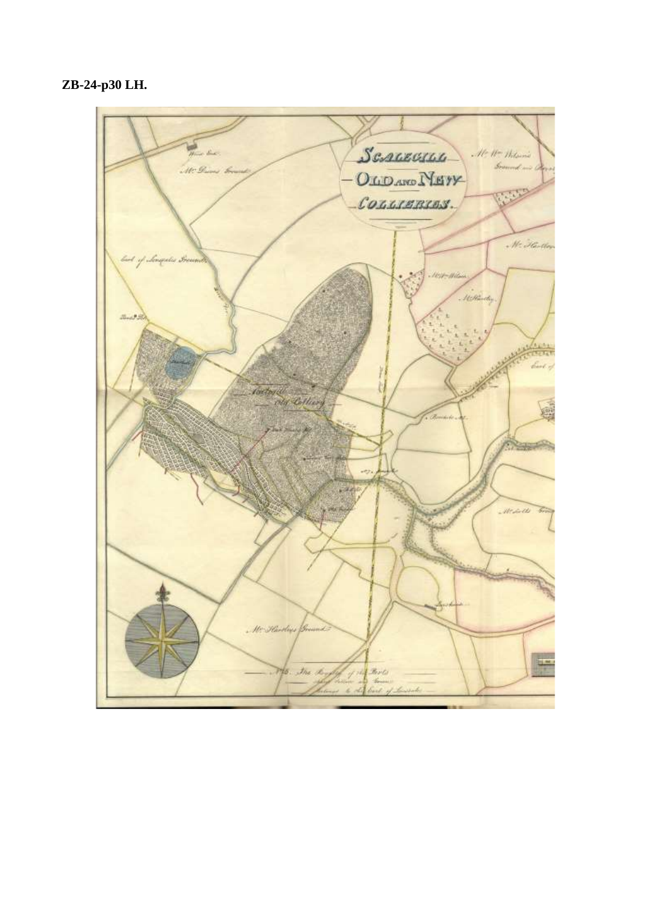**ZB-24-p30 LH.**

SCALEGILL

OLD AND NEW

COLLIERIES.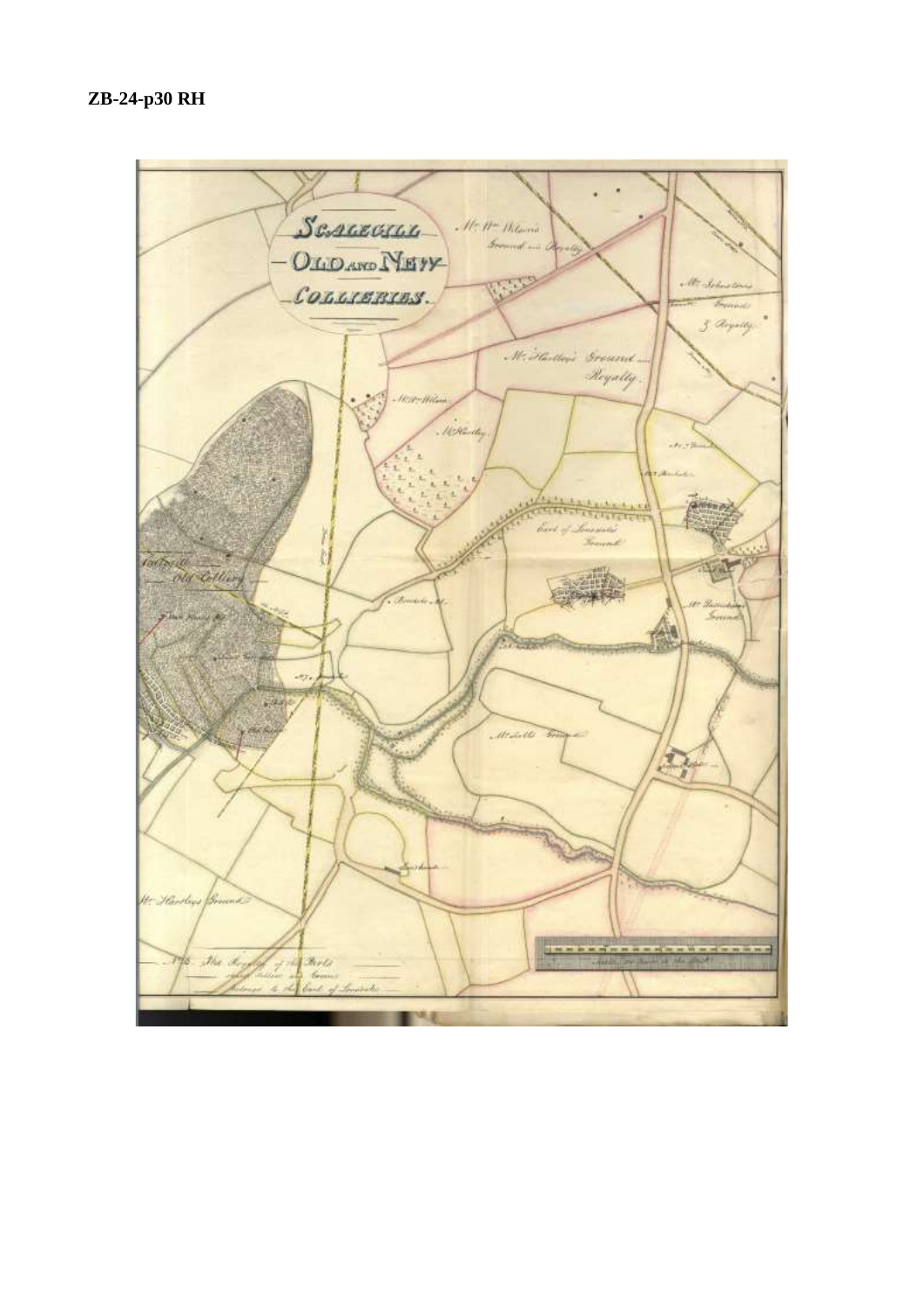**ZB-24-p30 RH**

SCALEGILL

OLD AND NEW

COLLIERIES.

Mr. Wm. Wilson's Ground and Royalty

Mr. Johnstons Ground & Royalty

Mr. Hartley's Ground and Royalty

Mr. Wm. Wilson

Mr. Hartley

Earl of Lonsdale's Ground

Old Colliery

Mr. Dixon's Ground

Mr. Hartley's Ground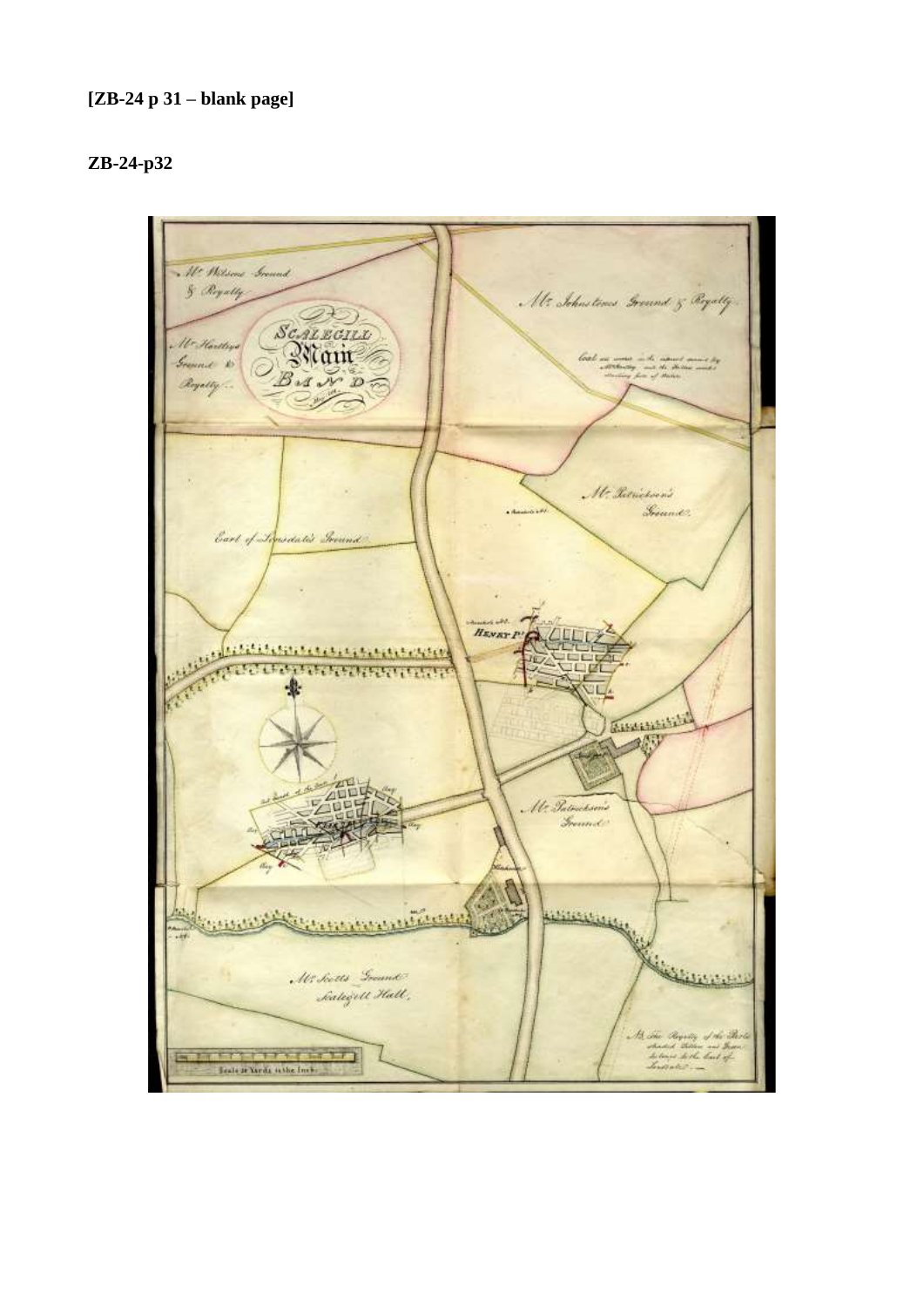**[ZB-24 p 31 – blank page]**

**ZB-24-p32**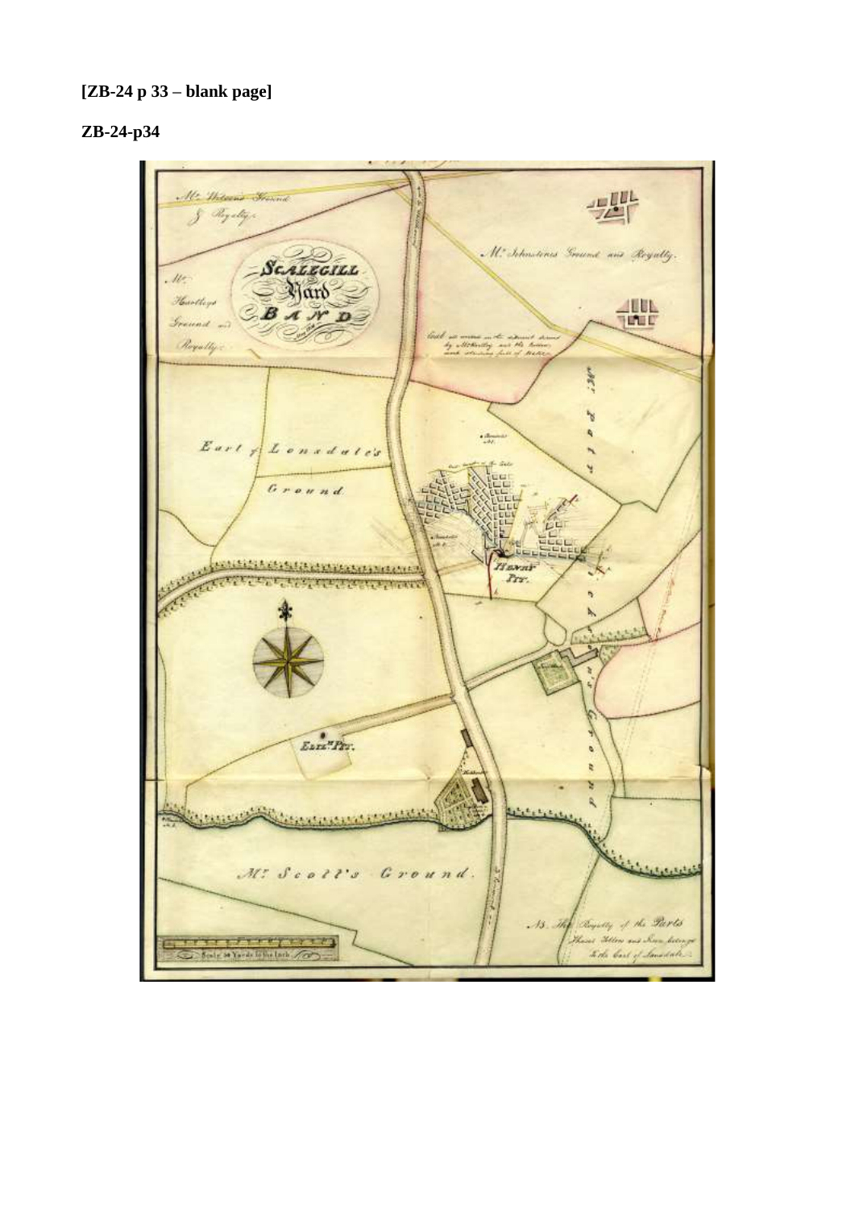**[ZB-24 p 33 – blank page]**

**ZB-24-p34**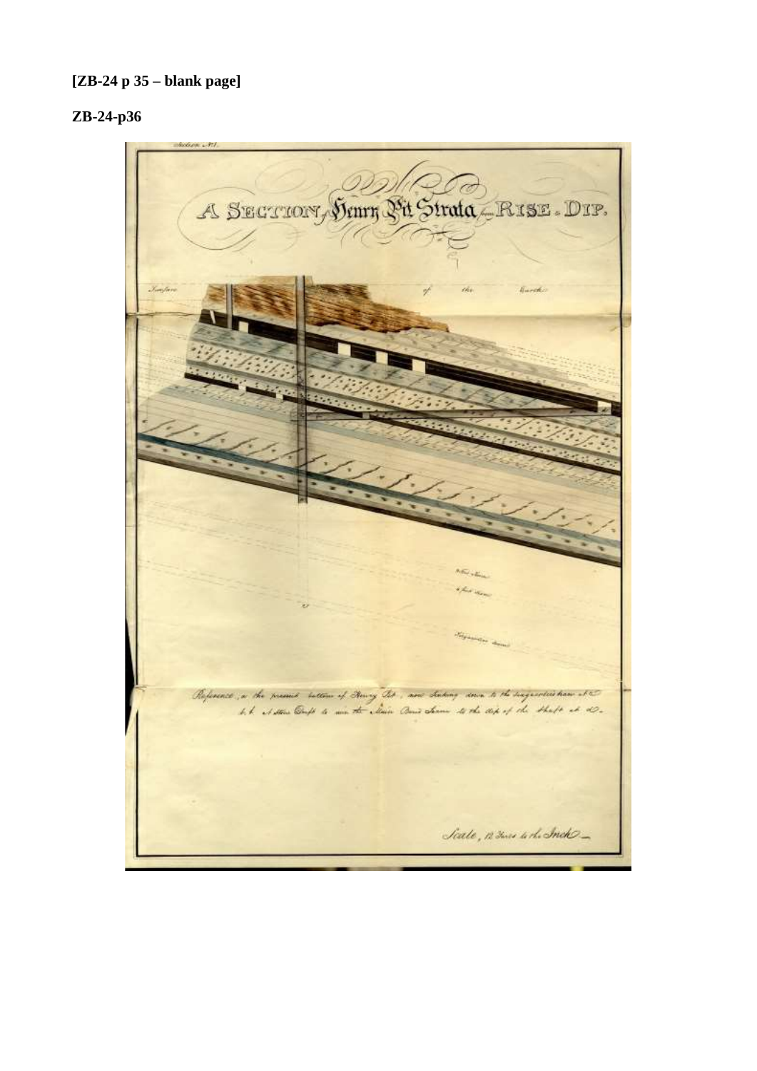**[ZB-24 p 35 – blank page]**

**ZB-24-p36**

Section No. 1.

A SECTION of Henry Pit Strata from RISE to DIP.

Surface of the Earth

Reference, a the present bottom of Henry Pit, now sinking down to the Haggerstone Seam at c.

b.b. A Stone Drift to win the Main Coal Seam to the dip of the shaft at d.

Scale, 12 Yards to the Inch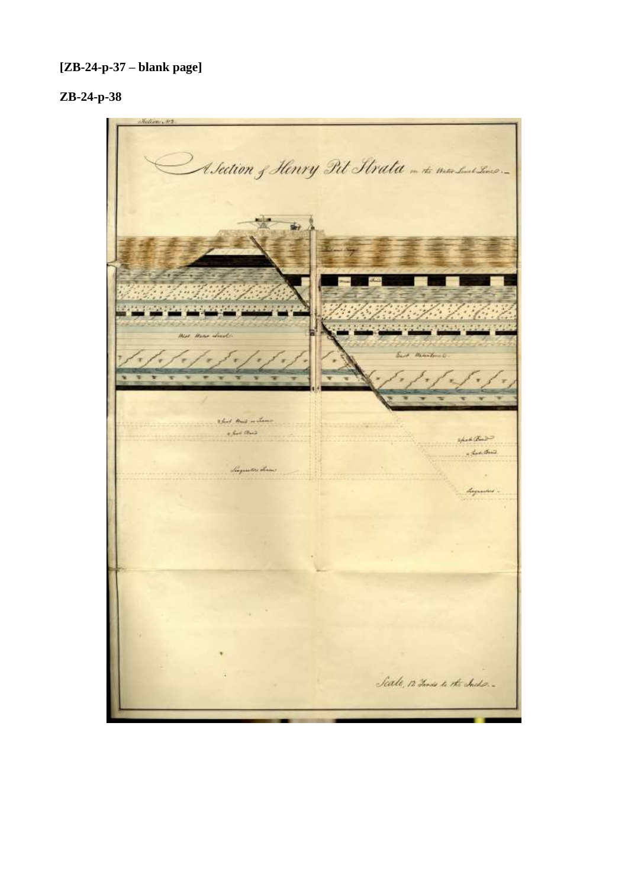**[ZB-24-p-37 – blank page]**

**ZB-24-p-38**

Section No. 3

A Section of Henry Pit Strata on the Water Level Line.

West Water Level

East Waterlevel

Scale, 12 Yards to the Inch.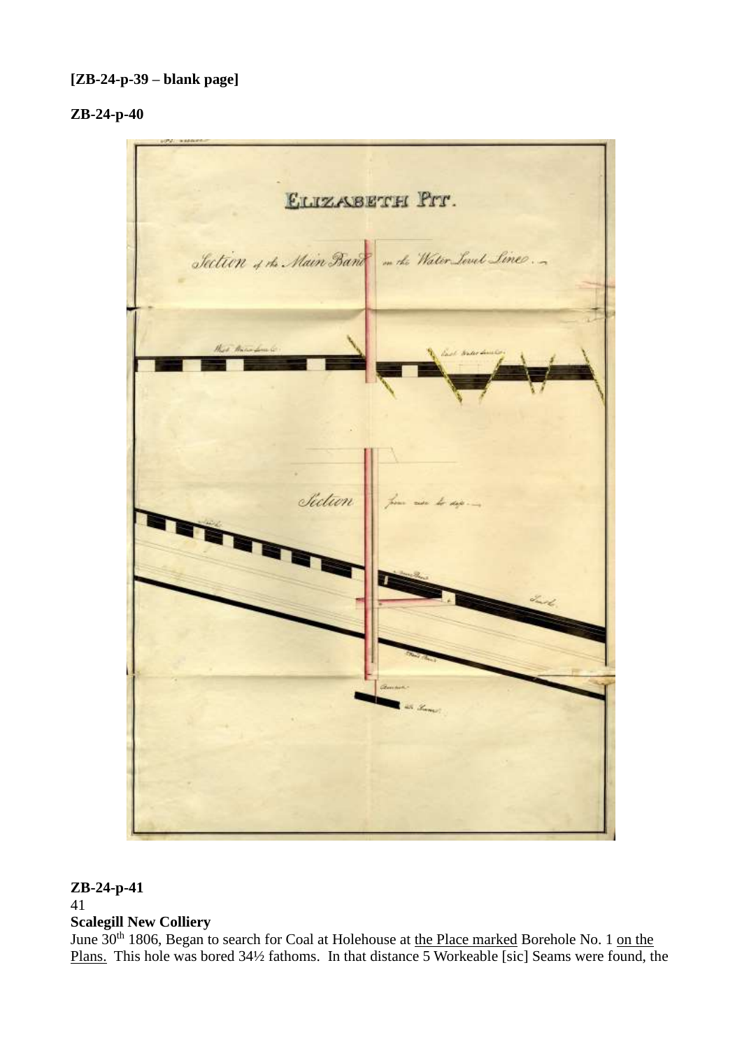**[ZB-24-p-39 – blank page]**

**ZB-24-p-40**

**ZB-24-p-41**

41

**Scalegill New Colliery**

June 30th 1806, Began to search for Coal at Holehouse at <u>the Place marked</u> Borehole No. 1 <u>on the Plans.</u> This hole was bored 34½ fathoms. In that distance 5 Workeable [sic] Seams were found, the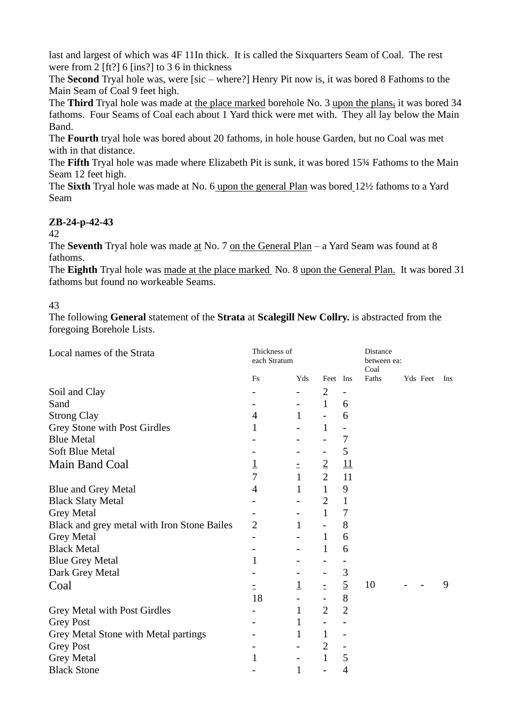last and largest of which was 4F 11In thick. It is called the Sixquarters Seam of Coal. The rest were from 2 [ft?] 6 [ins?] to 3 6 in thickness

The **Second** Tryal hole was, were [sic – where?] Henry Pit now is, it was bored 8 Fathoms to the Main Seam of Coal 9 feet high.

The **Third** Tryal hole was made at <u>the place marked</u> borehole No. 3 <u>upon the plans,</u> it was bored 34 fathoms. Four Seams of Coal each about 1 Yard thick were met with. They all lay below the Main Band.

The **Fourth** tryal hole was bored about 20 fathoms, in hole house Garden, but no Coal was met with in that distance.

The **Fifth** Tryal hole was made where Elizabeth Pit is sunk, it was bored 15¾ Fathoms to the Main Seam 12 feet high.

The **Sixth** Tryal hole was made at No. 6 <u>upon the general Plan</u> was bored 12½ fathoms to a Yard Seam

**ZB-24-p-42-43**

42

The **Seventh** Tryal hole was made <u>at</u> No. 7 <u>on the General Plan</u> – a Yard Seam was found at 8 fathoms.

The **Eighth** Tryal hole was <u>made at the place marked</u> No. 8 <u>upon the General Plan.</u> It was bored 31 fathoms but found no workeable Seams.

43

The following **General** statement of the **Strata** at **Scalegill New Collry.** is abstracted from the foregoing Borehole Lists.

| Local names of the Strata | Thickness of each Stratum | | | | Distance between ea: Coal | | | |
|---|---|---|---|---|---|---|---|---|
| | Fs | Yds | Feet | Ins | Faths | Yds | Feet | Ins |
| Soil and Clay | - | - | 2 | - | | | | |
| Sand | - | - | 1 | 6 | | | | |
| Strong Clay | 4 | 1 | - | 6 | | | | |
| Grey Stone with Post Girdles | 1 | - | 1 | - | | | | |
| Blue Metal | - | - | - | 7 | | | | |
| Soft Blue Metal | - | - | - | 5 | | | | |
| Main Band Coal | <u>1</u> | <u>-</u> | <u>2</u> | <u>11</u> | | | | |
| | 7 | 1 | 2 | 11 | | | | |
| Blue and Grey Metal | 4 | 1 | 1 | 9 | | | | |
| Black Slaty Metal | - | - | 2 | 1 | | | | |
| Grey Metal | - | - | 1 | 7 | | | | |
| Black and grey metal with Iron Stone Bailes | 2 | 1 | - | 8 | | | | |
| Grey Metal | - | - | 1 | 6 | | | | |
| Black Metal | - | - | 1 | 6 | | | | |
| Blue Grey Metal | 1 | - | - | - | | | | |
| Dark Grey Metal | - | - | - | 3 | | | | |
| Coal | <u>-</u> | <u>1</u> | <u>-</u> | <u>5</u> | 10 | - | - | 9 |
| | 18 | - | - | 8 | | | | |
| Grey Metal with Post Girdles | - | 1 | 2 | 2 | | | | |
| Grey Post | - | 1 | - | - | | | | |
| Grey Metal Stone with Metal partings | - | 1 | 1 | - | | | | |
| Grey Post | - | - | 2 | - | | | | |
| Grey Metal | 1 | - | 1 | 5 | | | | |
| Black Stone | - | 1 | - | 4 | | | | |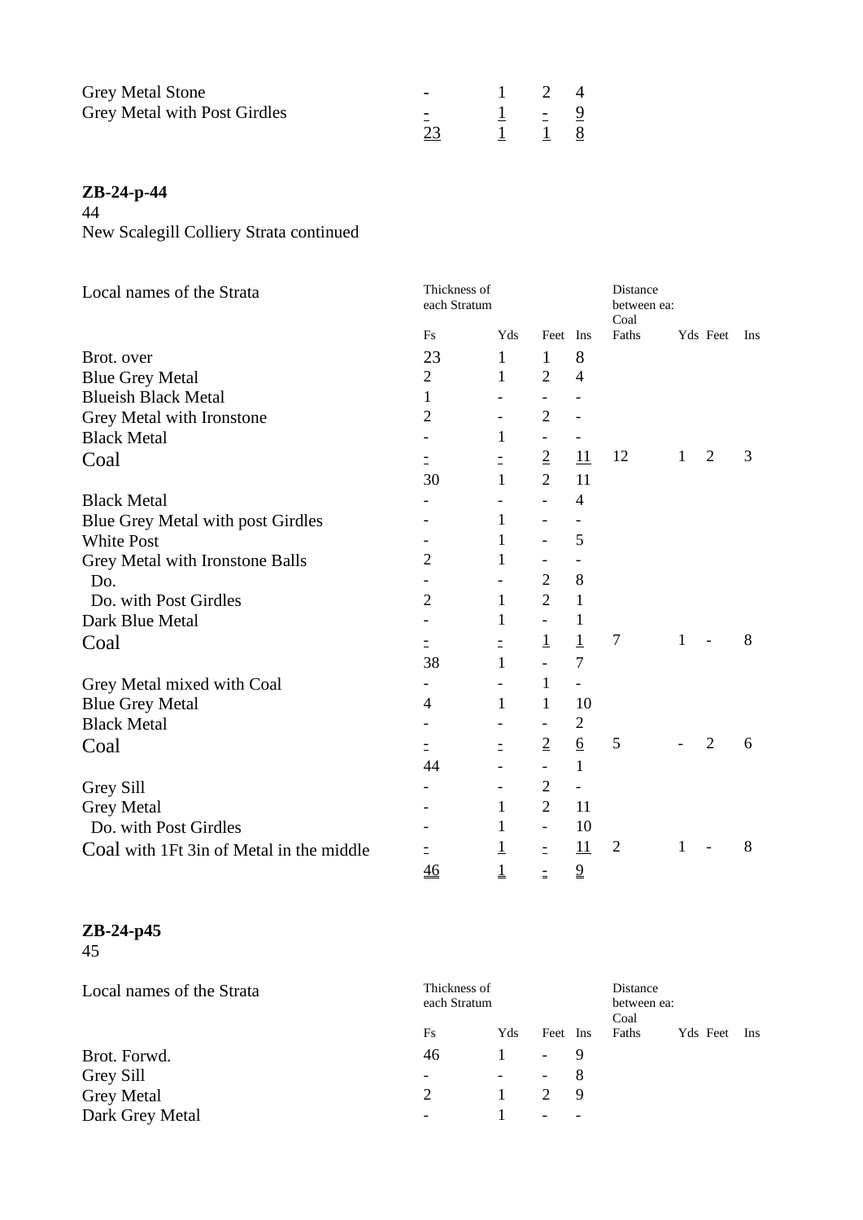| | | | | |
|---|---|---|---|---|
| Grey Metal Stone | - | 1 | 2 | 4 |
| Grey Metal with Post Girdles | - | 1 | - | 9 |
| | 23 | 1 | 1 | 8 |

**ZB-24-p-44**

44

New Scalegill Colliery Strata continued

| Local names of the Strata | Thickness of each Stratum | | | | Distance between ea: Coal | | | |
|---|---|---|---|---|---|---|---|---|
| | Fs | Yds | Feet | Ins | Faths | Yds | Feet | Ins |
| Brot. over | 23 | 1 | 1 | 8 | | | | |
| Blue Grey Metal | 2 | 1 | 2 | 4 | | | | |
| Blueish Black Metal | 1 | - | - | - | | | | |
| Grey Metal with Ironstone | 2 | - | 2 | - | | | | |
| Black Metal | - | 1 | - | - | | | | |
| Coal | - | - | 2 | 11 | 12 | 1 | 2 | 3 |
| | 30 | 1 | 2 | 11 | | | | |
| Black Metal | - | - | - | 4 | | | | |
| Blue Grey Metal with post Girdles | - | 1 | - | - | | | | |
| White Post | - | 1 | - | 5 | | | | |
| Grey Metal with Ironstone Balls | 2 | 1 | - | - | | | | |
| Do. | - | - | 2 | 8 | | | | |
| Do. with Post Girdles | 2 | 1 | 2 | 1 | | | | |
| Dark Blue Metal | - | 1 | - | 1 | | | | |
| Coal | - | - | 1 | 1 | 7 | 1 | - | 8 |
| | 38 | 1 | - | 7 | | | | |
| Grey Metal mixed with Coal | - | - | 1 | - | | | | |
| Blue Grey Metal | 4 | 1 | 1 | 10 | | | | |
| Black Metal | - | - | - | 2 | | | | |
| Coal | - | - | 2 | 6 | 5 | - | 2 | 6 |
| | 44 | - | - | 1 | | | | |
| Grey Sill | - | - | 2 | - | | | | |
| Grey Metal | - | 1 | 2 | 11 | | | | |
| Do. with Post Girdles | - | 1 | - | 10 | | | | |
| Coal with 1Ft 3in of Metal in the middle | - | 1 | - | 11 | 2 | 1 | - | 8 |
| | 46 | 1 | - | 9 | | | | |

**ZB-24-p45**

45

| Local names of the Strata | Thickness of each Stratum | | | | Distance between ea: Coal | | | |
|---|---|---|---|---|---|---|---|---|
| | Fs | Yds | Feet | Ins | Faths | Yds | Feet | Ins |
| Brot. Forwd. | 46 | 1 | - | 9 | | | | |
| Grey Sill | - | - | - | 8 | | | | |
| Grey Metal | 2 | 1 | 2 | 9 | | | | |
| Dark Grey Metal | - | 1 | - | - | | | | |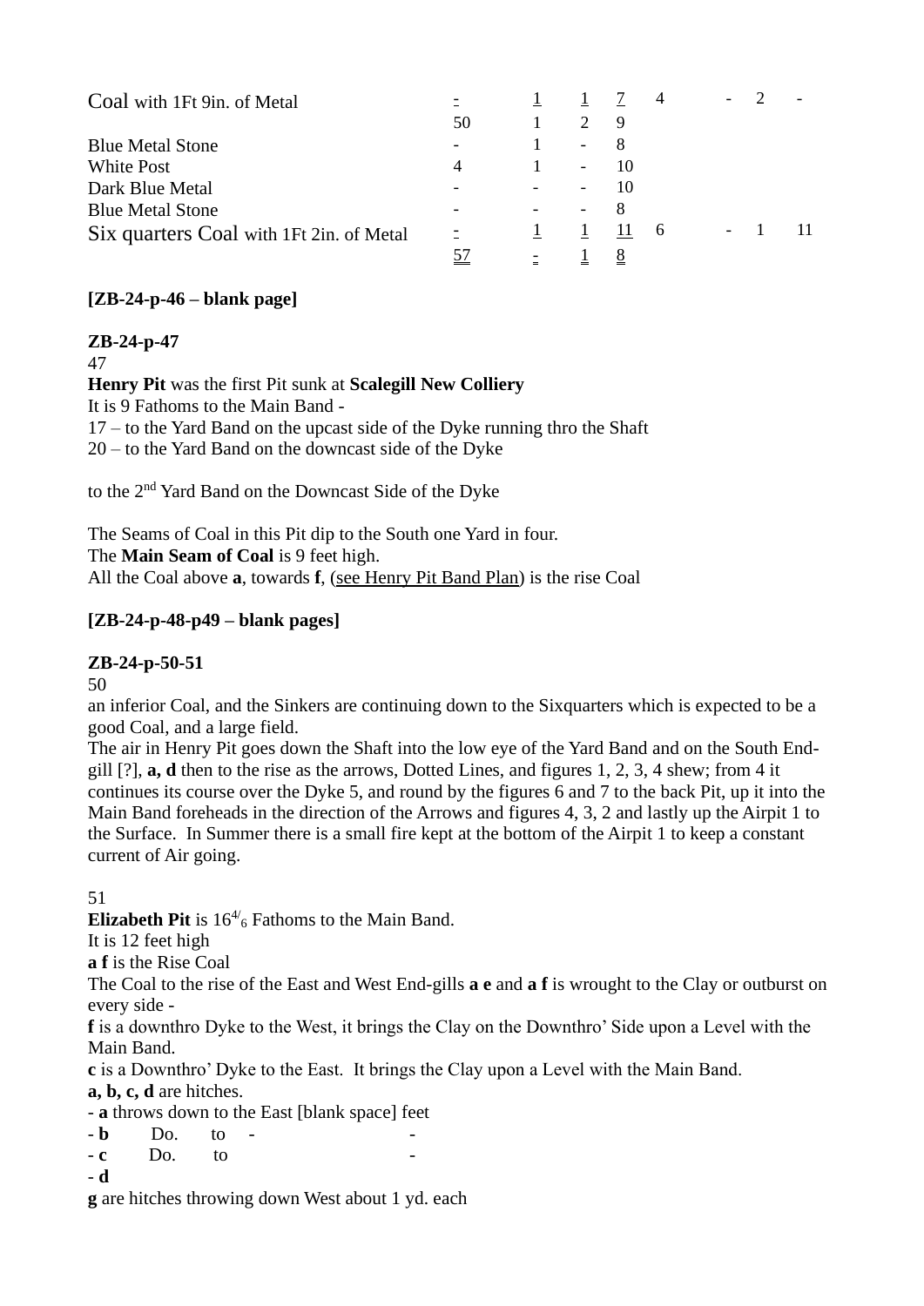| | | | | | | | | |
|---|---|---|---|---|---|---|---|---|
| Coal with 1Ft 9in. of Metal | - | 1 | 1 | 7 | 4 | - | 2 | - |
| | 50 | 1 | 2 | 9 | | | | |
| Blue Metal Stone | - | 1 | - | 8 | | | | |
| White Post | 4 | 1 | - | 10 | | | | |
| Dark Blue Metal | - | - | - | 10 | | | | |
| Blue Metal Stone | - | - | - | 8 | | | | |
| Six quarters Coal with 1Ft 2in. of Metal | - | 1 | 1 | 11 | 6 | - | 1 | 11 |
| | 57 | - | 1 | 8 | | | | |

**[ZB-24-p-46 – blank page]**

**ZB-24-p-47**

47

**Henry Pit** was the first Pit sunk at **Scalegill New Colliery**

It is 9 Fathoms to the Main Band -

17 – to the Yard Band on the upcast side of the Dyke running thro the Shaft

20 – to the Yard Band on the downcast side of the Dyke

to the 2nd Yard Band on the Downcast Side of the Dyke

The Seams of Coal in this Pit dip to the South one Yard in four.

The **Main Seam of Coal** is 9 feet high.

All the Coal above **a**, towards **f**, (see Henry Pit Band Plan) is the rise Coal

**[ZB-24-p-48-p49 – blank pages]**

**ZB-24-p-50-51**

50

an inferior Coal, and the Sinkers are continuing down to the Sixquarters which is expected to be a good Coal, and a large field.

The air in Henry Pit goes down the Shaft into the low eye of the Yard Band and on the South End-gill [?], **a, d** then to the rise as the arrows, Dotted Lines, and figures 1, 2, 3, 4 shew; from 4 it continues its course over the Dyke 5, and round by the figures 6 and 7 to the back Pit, up it into the Main Band foreheads in the direction of the Arrows and figures 4, 3, 2 and lastly up the Airpit 1 to the Surface. In Summer there is a small fire kept at the bottom of the Airpit 1 to keep a constant current of Air going.

51

**Elizabeth Pit** is $16^{4}/_{6}$ Fathoms to the Main Band.

It is 12 feet high

**a f** is the Rise Coal

The Coal to the rise of the East and West End-gills **a e** and **a f** is wrought to the Clay or outburst on every side -

**f** is a downthro Dyke to the West, it brings the Clay on the Downthro' Side upon a Level with the Main Band.

**c** is a Downthro' Dyke to the East. It brings the Clay upon a Level with the Main Band.

**a, b, c, d** are hitches.

- **a** throws down to the East [blank space] feet
- **b** Do. to - -
- **c** Do. to -
- **d**

**g** are hitches throwing down West about 1 yd. each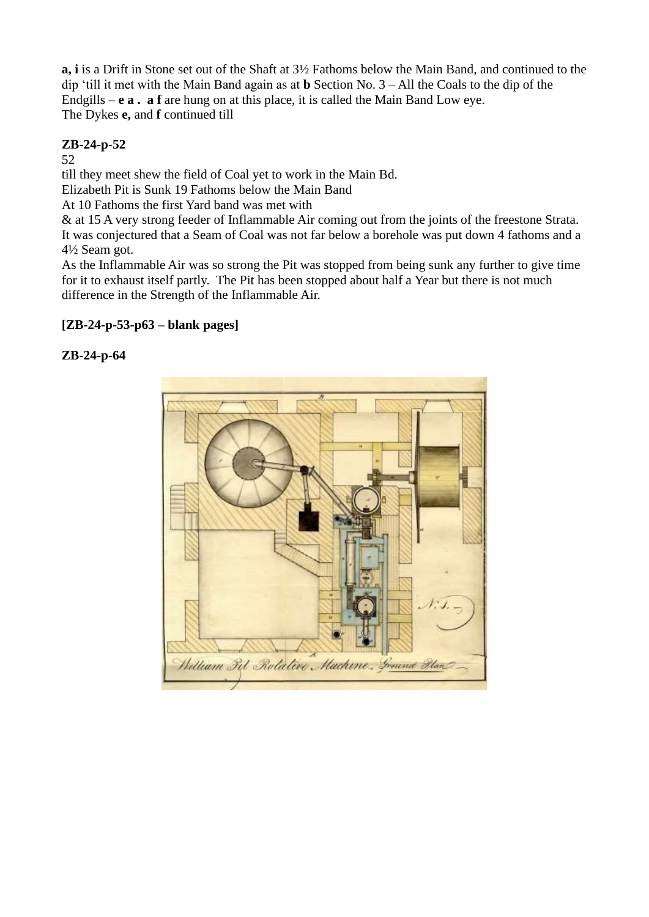**a, i** is a Drift in Stone set out of the Shaft at 3½ Fathoms below the Main Band, and continued to the dip 'till it met with the Main Band again as at **b** Section No. 3 – All the Coals to the dip of the Endgills – **e a . a f** are hung on at this place, it is called the Main Band Low eye.
The Dykes **e,** and **f** continued till

**ZB-24-p-52**

52

till they meet shew the field of Coal yet to work in the Main Bd.
Elizabeth Pit is Sunk 19 Fathoms below the Main Band
At 10 Fathoms the first Yard band was met with
& at 15 A very strong feeder of Inflammable Air coming out from the joints of the freestone Strata. It was conjectured that a Seam of Coal was not far below a borehole was put down 4 fathoms and a 4½ Seam got.
As the Inflammable Air was so strong the Pit was stopped from being sunk any further to give time for it to exhaust itself partly. The Pit has been stopped about half a Year but there is not much difference in the Strength of the Inflammable Air.

**[ZB-24-p-53-p63 – blank pages]**

**ZB-24-p-64**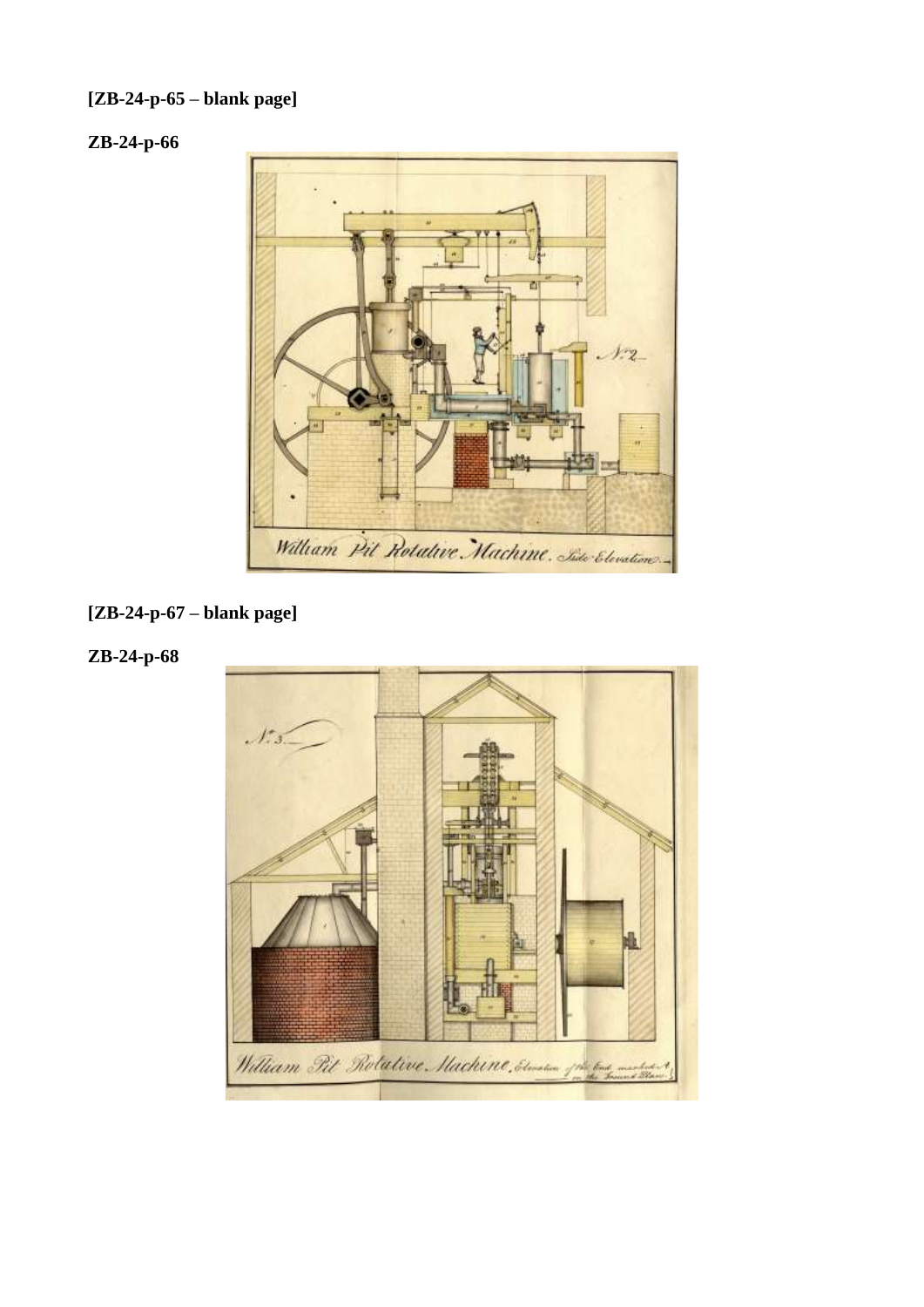**[ZB-24-p-65 – blank page]**

**ZB-24-p-66**

**[ZB-24-p-67 – blank page]**

**ZB-24-p-68**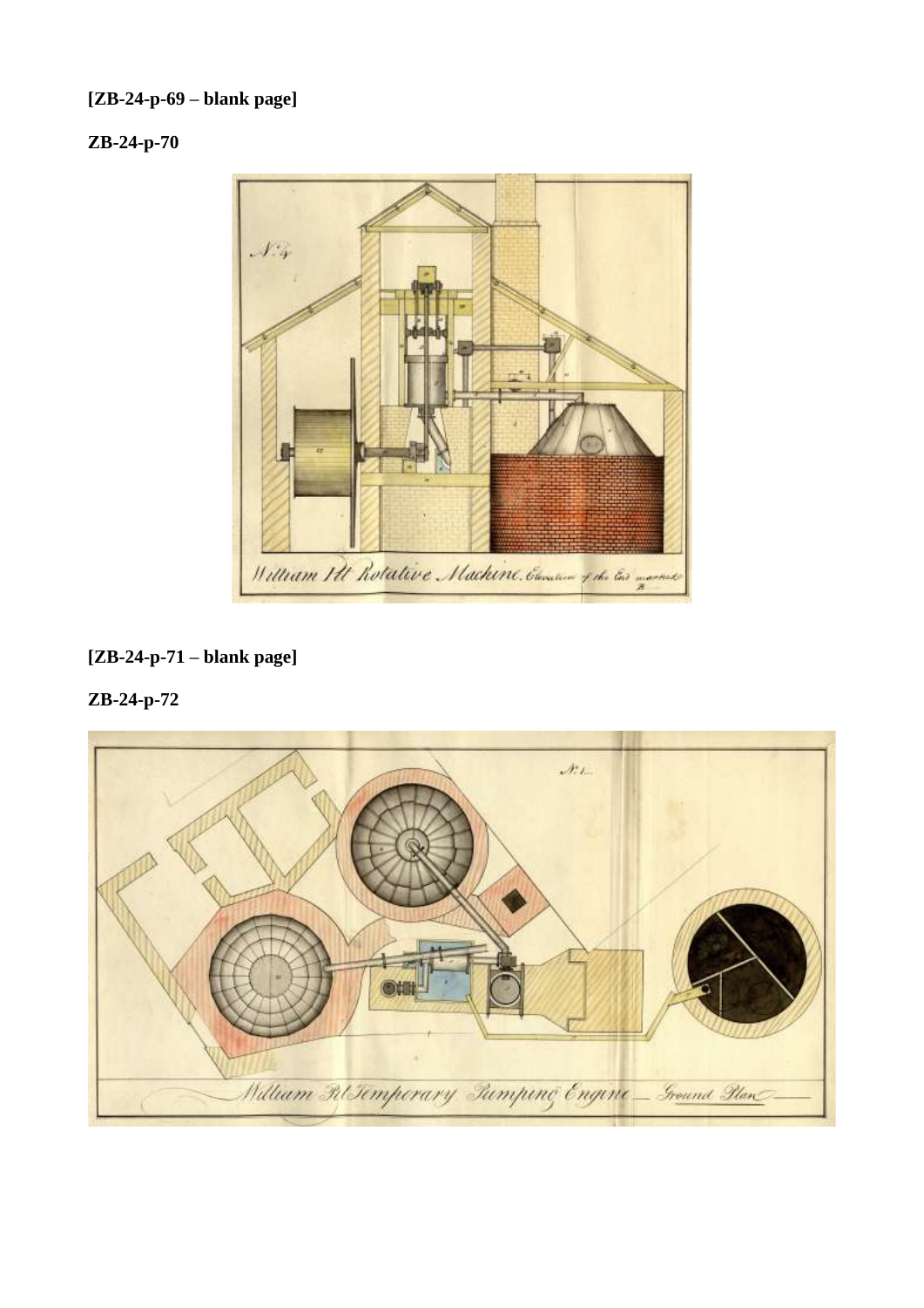**[ZB-24-p-69 – blank page]**

**ZB-24-p-70**

No. 4

William Pit Rotative Machine. Elevation of the End marked B

**[ZB-24-p-71 – blank page]**

**ZB-24-p-72**

No. 1

William Pit Temporary Pumping Engine – Ground Plan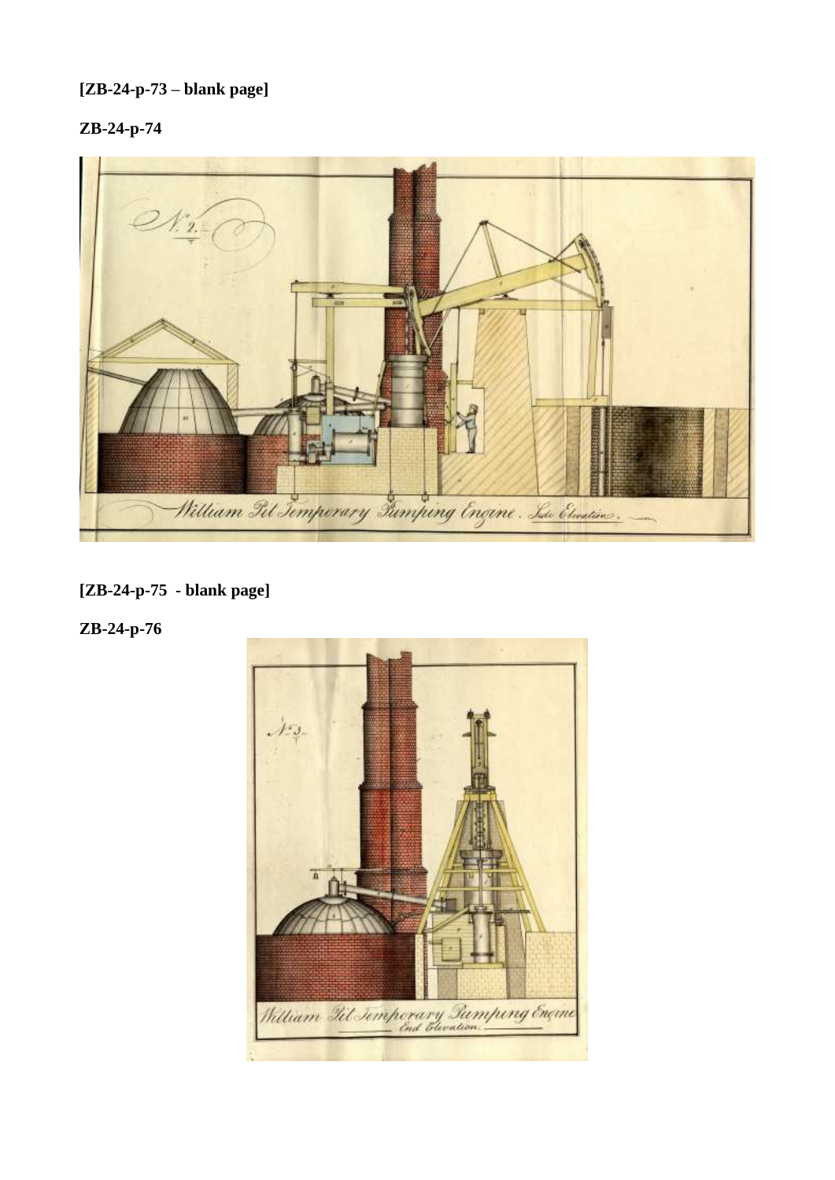**[ZB-24-p-73 – blank page]**

**ZB-24-p-74**

No. 2.

William Pit Temporary Pumping Engine. Side Elevation.

**[ZB-24-p-75 - blank page]**

**ZB-24-p-76**

No. 3.

William Pit Temporary Pumping Engine
End Elevation.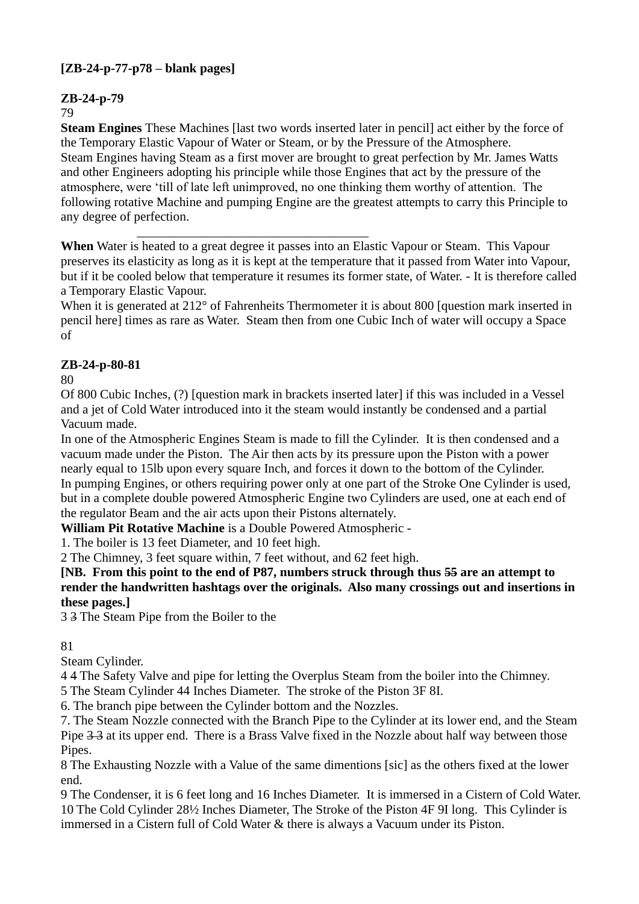**[ZB-24-p-77-p78 – blank pages]**

**ZB-24-p-79**

79

**Steam Engines** These Machines [last two words inserted later in pencil] act either by the force of the Temporary Elastic Vapour of Water or Steam, or by the Pressure of the Atmosphere.

Steam Engines having Steam as a first mover are brought to great perfection by Mr. James Watts and other Engineers adopting his principle while those Engines that act by the pressure of the atmosphere, were 'till of late left unimproved, no one thinking them worthy of attention. The following rotative Machine and pumping Engine are the greatest attempts to carry this Principle to any degree of perfection.

---

**When** Water is heated to a great degree it passes into an Elastic Vapour or Steam. This Vapour preserves its elasticity as long as it is kept at the temperature that it passed from Water into Vapour, but if it be cooled below that temperature it resumes its former state, of Water. - It is therefore called a Temporary Elastic Vapour.

When it is generated at 212° of Fahrenheits Thermometer it is about 800 [question mark inserted in pencil here] times as rare as Water. Steam then from one Cubic Inch of water will occupy a Space of

**ZB-24-p-80-81**

80

Of 800 Cubic Inches, (?) [question mark in brackets inserted later] if this was included in a Vessel and a jet of Cold Water introduced into it the steam would instantly be condensed and a partial Vacuum made.

In one of the Atmospheric Engines Steam is made to fill the Cylinder. It is then condensed and a vacuum made under the Piston. The Air then acts by its pressure upon the Piston with a power nearly equal to 15lb upon every square Inch, and forces it down to the bottom of the Cylinder.

In pumping Engines, or others requiring power only at one part of the Stroke One Cylinder is used, but in a complete double powered Atmospheric Engine two Cylinders are used, one at each end of the regulator Beam and the air acts upon their Pistons alternately.

**William Pit Rotative Machine** is a Double Powered Atmospheric -

1. The boiler is 13 feet Diameter, and 10 feet high.
2 The Chimney, 3 feet square within, 7 feet without, and 62 feet high.

**[NB. From this point to the end of P87, numbers struck through thus ~~55~~ are an attempt to render the handwritten hashtags over the originals. Also many crossings out and insertions in these pages.]**

3 ~~3~~ The Steam Pipe from the Boiler to the

81

Steam Cylinder.

4 ~~4~~ The Safety Valve and pipe for letting the Overplus Steam from the boiler into the Chimney.

5 The Steam Cylinder 44 Inches Diameter. The stroke of the Piston 3F 8I.

6. The branch pipe between the Cylinder bottom and the Nozzles.

7. The Steam Nozzle connected with the Branch Pipe to the Cylinder at its lower end, and the Steam Pipe ~~3 3~~ at its upper end. There is a Brass Valve fixed in the Nozzle about half way between those Pipes.

8 The Exhausting Nozzle with a Value of the same dimentions [sic] as the others fixed at the lower end.

9 The Condenser, it is 6 feet long and 16 Inches Diameter. It is immersed in a Cistern of Cold Water.

10 The Cold Cylinder 28½ Inches Diameter, The Stroke of the Piston 4F 9I long. This Cylinder is immersed in a Cistern full of Cold Water & there is always a Vacuum under its Piston.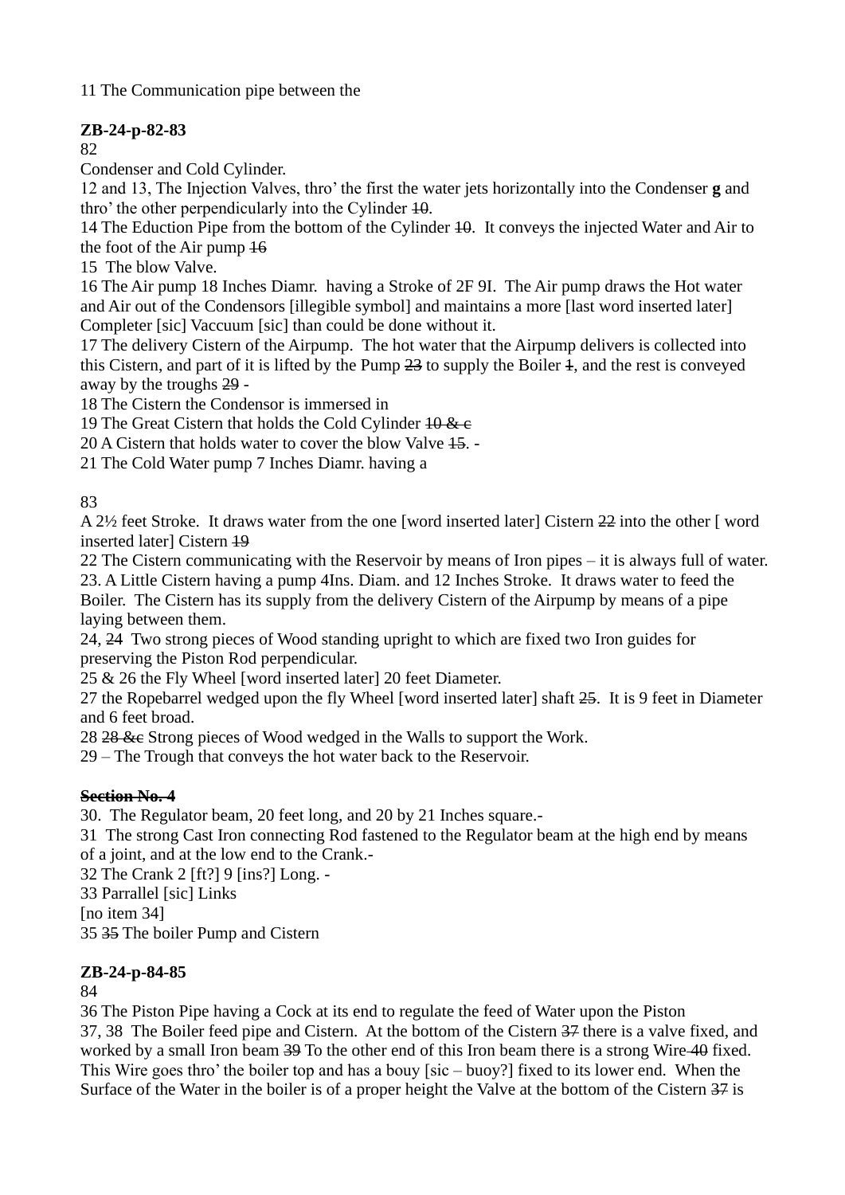11 The Communication pipe between the

**ZB-24-p-82-83**

82

Condenser and Cold Cylinder.

12 and 13, The Injection Valves, thro' the first the water jets horizontally into the Condenser **g** and thro' the other perpendicularly into the Cylinder ~~10~~.

14 The Eduction Pipe from the bottom of the Cylinder ~~10~~. It conveys the injected Water and Air to the foot of the Air pump ~~16~~

15 The blow Valve.

16 The Air pump 18 Inches Diamr. having a Stroke of 2F 9I. The Air pump draws the Hot water and Air out of the Condensors [illegible symbol] and maintains a more [last word inserted later] Completer [sic] Vaccuum [sic] than could be done without it.

17 The delivery Cistern of the Airpump. The hot water that the Airpump delivers is collected into this Cistern, and part of it is lifted by the Pump ~~23~~ to supply the Boiler ~~1~~, and the rest is conveyed away by the troughs ~~29~~ -

18 The Cistern the Condensor is immersed in

19 The Great Cistern that holds the Cold Cylinder ~~10 & c~~

20 A Cistern that holds water to cover the blow Valve ~~15~~. -

21 The Cold Water pump 7 Inches Diamr. having a

83

A 2½ feet Stroke. It draws water from the one [word inserted later] Cistern ~~22~~ into the other [ word inserted later] Cistern ~~19~~

22 The Cistern communicating with the Reservoir by means of Iron pipes – it is always full of water.

23. A Little Cistern having a pump 4Ins. Diam. and 12 Inches Stroke. It draws water to feed the Boiler. The Cistern has its supply from the delivery Cistern of the Airpump by means of a pipe laying between them.

24, ~~24~~ Two strong pieces of Wood standing upright to which are fixed two Iron guides for preserving the Piston Rod perpendicular.

25 & 26 the Fly Wheel [word inserted later] 20 feet Diameter.

27 the Ropebarrel wedged upon the fly Wheel [word inserted later] shaft ~~25~~. It is 9 feet in Diameter and 6 feet broad.

28 ~~28 &c~~ Strong pieces of Wood wedged in the Walls to support the Work.

29 – The Trough that conveys the hot water back to the Reservoir.

**~~Section No. 4~~**

30. The Regulator beam, 20 feet long, and 20 by 21 Inches square.-

31 The strong Cast Iron connecting Rod fastened to the Regulator beam at the high end by means of a joint, and at the low end to the Crank.-

32 The Crank 2 [ft?] 9 [ins?] Long. -

33 Parrallel [sic] Links

[no item 34]

35 ~~35~~ The boiler Pump and Cistern

**ZB-24-p-84-85**

84

36 The Piston Pipe having a Cock at its end to regulate the feed of Water upon the Piston

37, 38 The Boiler feed pipe and Cistern. At the bottom of the Cistern ~~37~~ there is a valve fixed, and worked by a small Iron beam ~~39~~ To the other end of this Iron beam there is a strong Wire ~~40~~ fixed. This Wire goes thro' the boiler top and has a bouy [sic – buoy?] fixed to its lower end. When the Surface of the Water in the boiler is of a proper height the Valve at the bottom of the Cistern ~~37~~ is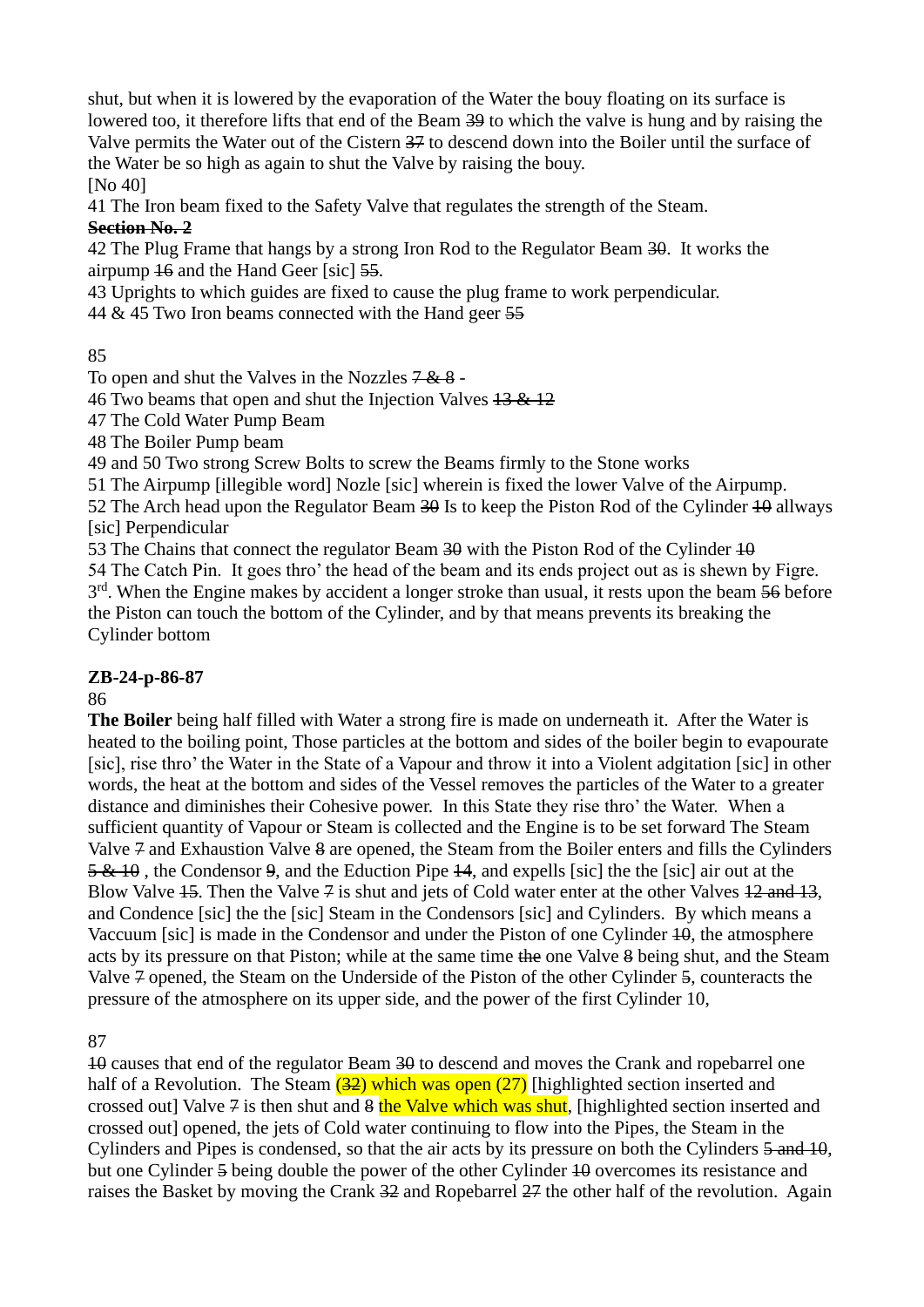shut, but when it is lowered by the evaporation of the Water the bouy floating on its surface is lowered too, it therefore lifts that end of the Beam ~~39~~ to which the valve is hung and by raising the Valve permits the Water out of the Cistern ~~37~~ to descend down into the Boiler until the surface of the Water be so high as again to shut the Valve by raising the bouy.

[No 40]

41 The Iron beam fixed to the Safety Valve that regulates the strength of the Steam.

**~~Section No. 2~~**

42 The Plug Frame that hangs by a strong Iron Rod to the Regulator Beam ~~30~~. It works the airpump ~~16~~ and the Hand Geer [sic] ~~55~~.

43 Uprights to which guides are fixed to cause the plug frame to work perpendicular.

44 & 45 Two Iron beams connected with the Hand geer ~~55~~

85

To open and shut the Valves in the Nozzles ~~7 & 8~~ -

46 Two beams that open and shut the Injection Valves ~~13 & 12~~

47 The Cold Water Pump Beam

48 The Boiler Pump beam

49 and 50 Two strong Screw Bolts to screw the Beams firmly to the Stone works

51 The Airpump [illegible word] Nozle [sic] wherein is fixed the lower Valve of the Airpump.

52 The Arch head upon the Regulator Beam ~~30~~ Is to keep the Piston Rod of the Cylinder ~~10~~ allways [sic] Perpendicular

53 The Chains that connect the regulator Beam ~~30~~ with the Piston Rod of the Cylinder ~~10~~

54 The Catch Pin. It goes thro' the head of the beam and its ends project out as is shewn by Figre. 3rd. When the Engine makes by accident a longer stroke than usual, it rests upon the beam ~~56~~ before the Piston can touch the bottom of the Cylinder, and by that means prevents its breaking the Cylinder bottom

**ZB-24-p-86-87**

86

**The Boiler** being half filled with Water a strong fire is made on underneath it. After the Water is heated to the boiling point, Those particles at the bottom and sides of the boiler begin to evapourate [sic], rise thro' the Water in the State of a Vapour and throw it into a Violent adgitation [sic] in other words, the heat at the bottom and sides of the Vessel removes the particles of the Water to a greater distance and diminishes their Cohesive power. In this State they rise thro' the Water. When a sufficient quantity of Vapour or Steam is collected and the Engine is to be set forward The Steam Valve ~~7~~ and Exhaustion Valve ~~8~~ are opened, the Steam from the Boiler enters and fills the Cylinders ~~5 & 10~~ , the Condensor ~~9~~, and the Eduction Pipe ~~14~~, and expells [sic] the the [sic] air out at the Blow Valve ~~15~~. Then the Valve ~~7~~ is shut and jets of Cold water enter at the other Valves ~~12 and 13~~, and Condence [sic] the the [sic] Steam in the Condensors [sic] and Cylinders. By which means a Vaccuum [sic] is made in the Condensor and under the Piston of one Cylinder ~~10~~, the atmosphere acts by its pressure on that Piston; while at the same time ~~the~~ one Valve ~~8~~ being shut, and the Steam Valve ~~7~~ opened, the Steam on the Underside of the Piston of the other Cylinder ~~5~~, counteracts the pressure of the atmosphere on its upper side, and the power of the first Cylinder 10,

87

~~10~~ causes that end of the regulator Beam ~~30~~ to descend and moves the Crank and ropebarrel one half of a Revolution. The Steam (~~32~~) which was open (27) [highlighted section inserted and crossed out] Valve ~~7~~ is then shut and ~~8~~ the Valve which was shut, [highlighted section inserted and crossed out] opened, the jets of Cold water continuing to flow into the Pipes, the Steam in the Cylinders and Pipes is condensed, so that the air acts by its pressure on both the Cylinders ~~5 and 10~~, but one Cylinder ~~5~~ being double the power of the other Cylinder ~~10~~ overcomes its resistance and raises the Basket by moving the Crank ~~32~~ and Ropebarrel ~~27~~ the other half of the revolution. Again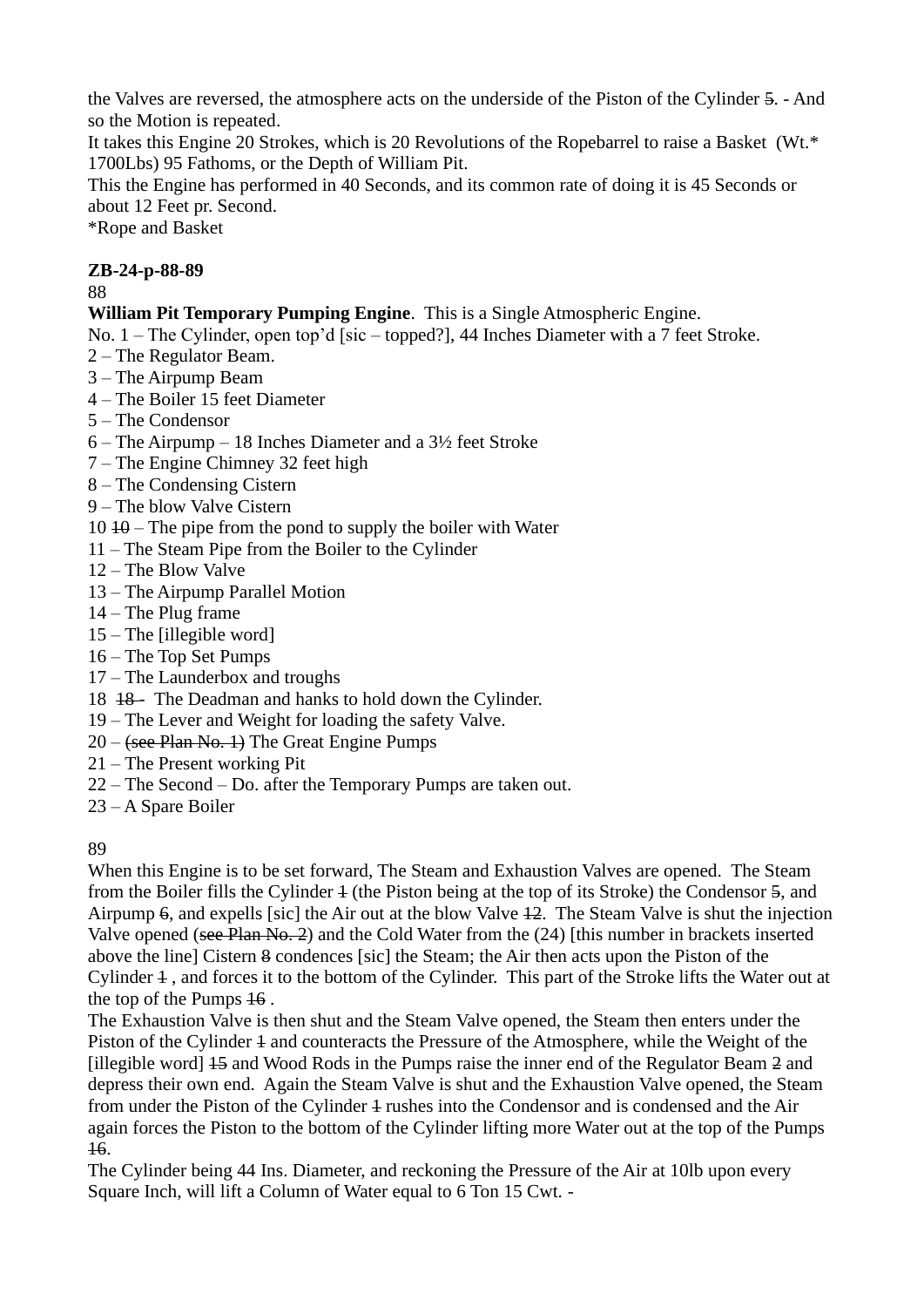the Valves are reversed, the atmosphere acts on the underside of the Piston of the Cylinder ~~5~~. - And so the Motion is repeated.

It takes this Engine 20 Strokes, which is 20 Revolutions of the Ropebarrel to raise a Basket (Wt.* 1700Lbs) 95 Fathoms, or the Depth of William Pit.

This the Engine has performed in 40 Seconds, and its common rate of doing it is 45 Seconds or about 12 Feet pr. Second.

*Rope and Basket

**ZB-24-p-88-89**

88

**William Pit Temporary Pumping Engine**. This is a Single Atmospheric Engine.

No. 1 – The Cylinder, open top'd [sic – topped?], 44 Inches Diameter with a 7 feet Stroke.
2 – The Regulator Beam.
3 – The Airpump Beam
4 – The Boiler 15 feet Diameter
5 – The Condensor
6 – The Airpump – 18 Inches Diameter and a 3½ feet Stroke
7 – The Engine Chimney 32 feet high
8 – The Condensing Cistern
9 – The blow Valve Cistern
10 ~~10~~ – The pipe from the pond to supply the boiler with Water
11 – The Steam Pipe from the Boiler to the Cylinder
12 – The Blow Valve
13 – The Airpump Parallel Motion
14 – The Plug frame
15 – The [illegible word]
16 – The Top Set Pumps
17 – The Launderbox and troughs
18 ~~18 -~~ The Deadman and hanks to hold down the Cylinder.
19 – The Lever and Weight for loading the safety Valve.
20 – ~~(see Plan No. 1)~~ The Great Engine Pumps
21 – The Present working Pit
22 – The Second – Do. after the Temporary Pumps are taken out.
23 – A Spare Boiler

89

When this Engine is to be set forward, The Steam and Exhaustion Valves are opened. The Steam from the Boiler fills the Cylinder ~~1~~ (the Piston being at the top of its Stroke) the Condensor ~~5~~, and Airpump ~~6~~, and expells [sic] the Air out at the blow Valve ~~12~~. The Steam Valve is shut the injection Valve opened (~~see Plan No. 2~~) and the Cold Water from the (24) [this number in brackets inserted above the line] Cistern ~~8~~ condences [sic] the Steam; the Air then acts upon the Piston of the Cylinder ~~1~~ , and forces it to the bottom of the Cylinder. This part of the Stroke lifts the Water out at the top of the Pumps ~~16~~ .

The Exhaustion Valve is then shut and the Steam Valve opened, the Steam then enters under the Piston of the Cylinder ~~1~~ and counteracts the Pressure of the Atmosphere, while the Weight of the [illegible word] ~~15~~ and Wood Rods in the Pumps raise the inner end of the Regulator Beam ~~2~~ and depress their own end. Again the Steam Valve is shut and the Exhaustion Valve opened, the Steam from under the Piston of the Cylinder ~~1~~ rushes into the Condensor and is condensed and the Air again forces the Piston to the bottom of the Cylinder lifting more Water out at the top of the Pumps ~~16~~.

The Cylinder being 44 Ins. Diameter, and reckoning the Pressure of the Air at 10lb upon every Square Inch, will lift a Column of Water equal to 6 Ton 15 Cwt. -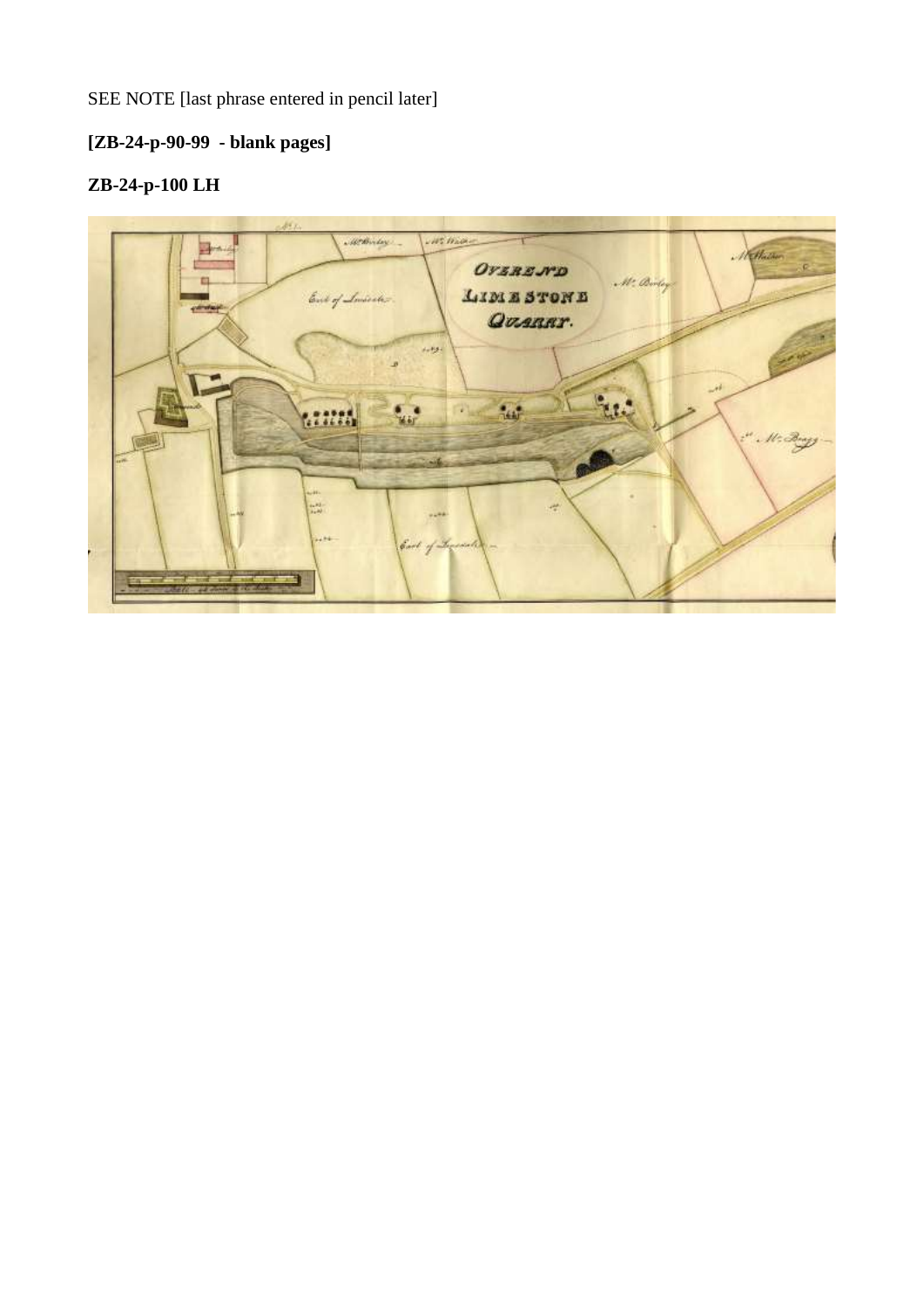SEE NOTE [last phrase entered in pencil later]

**[ZB-24-p-90-99 - blank pages]**

**ZB-24-p-100 LH**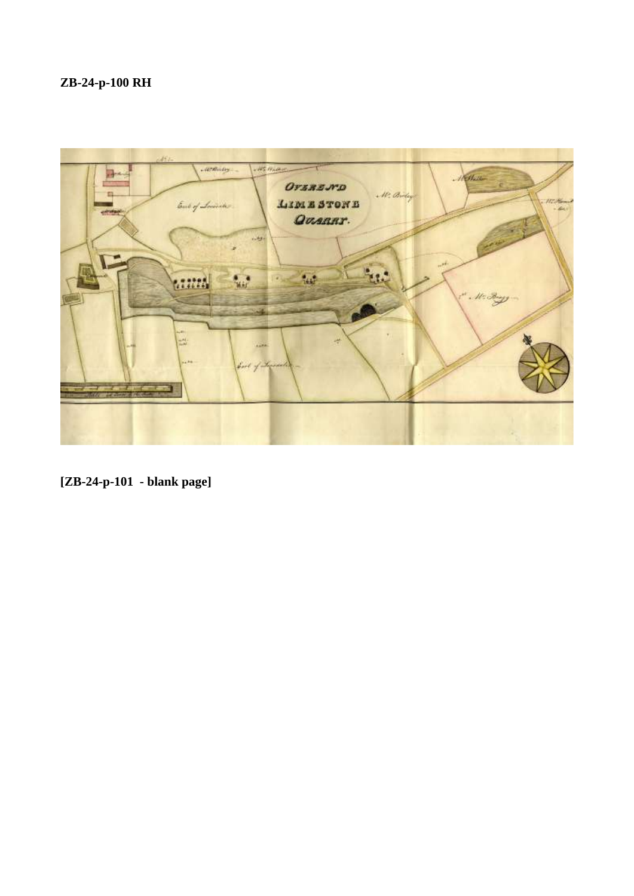**ZB-24-p-100 RH**

**[ZB-24-p-101 - blank page]**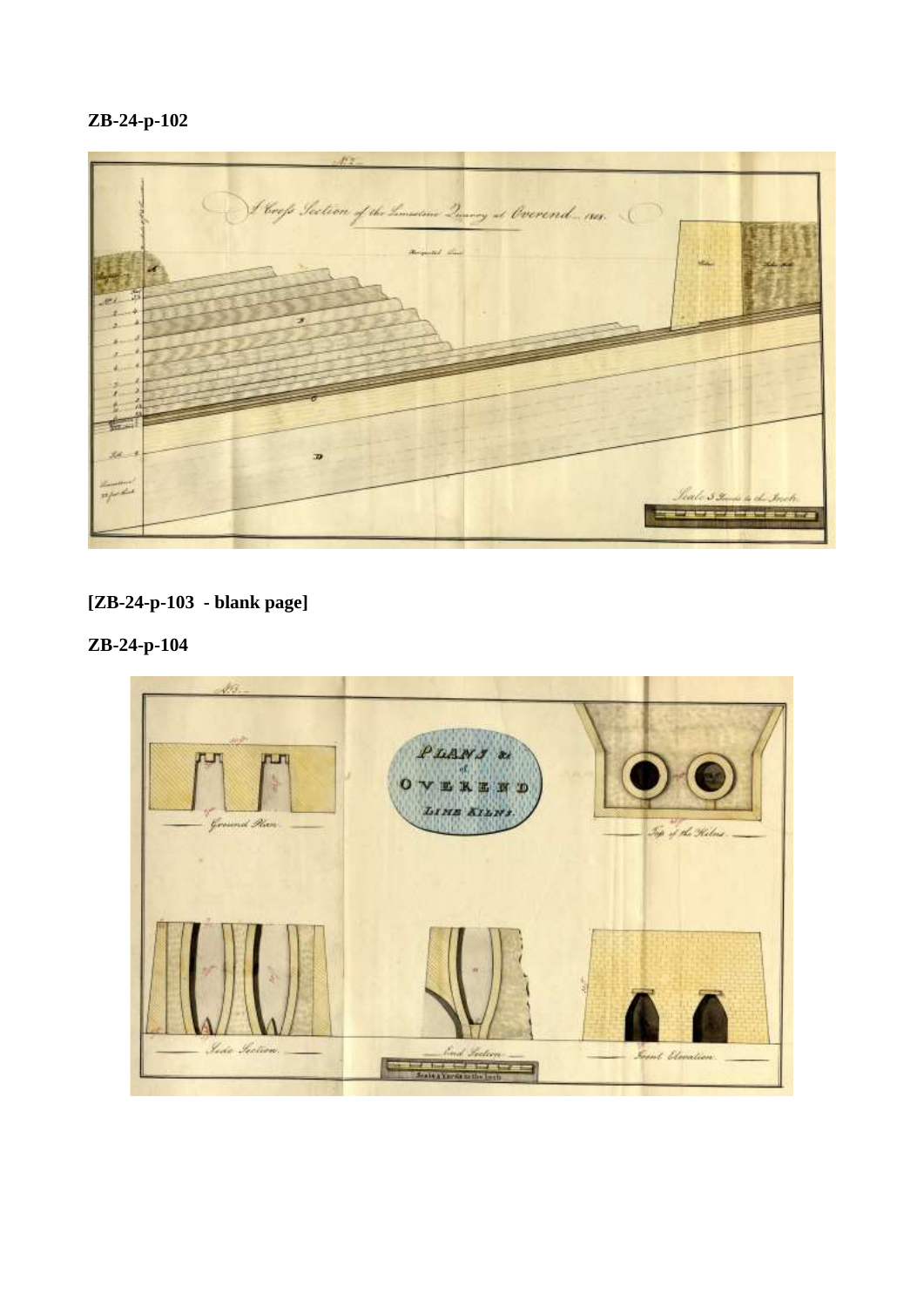**ZB-24-p-102**

**[ZB-24-p-103 - blank page]**

**ZB-24-p-104**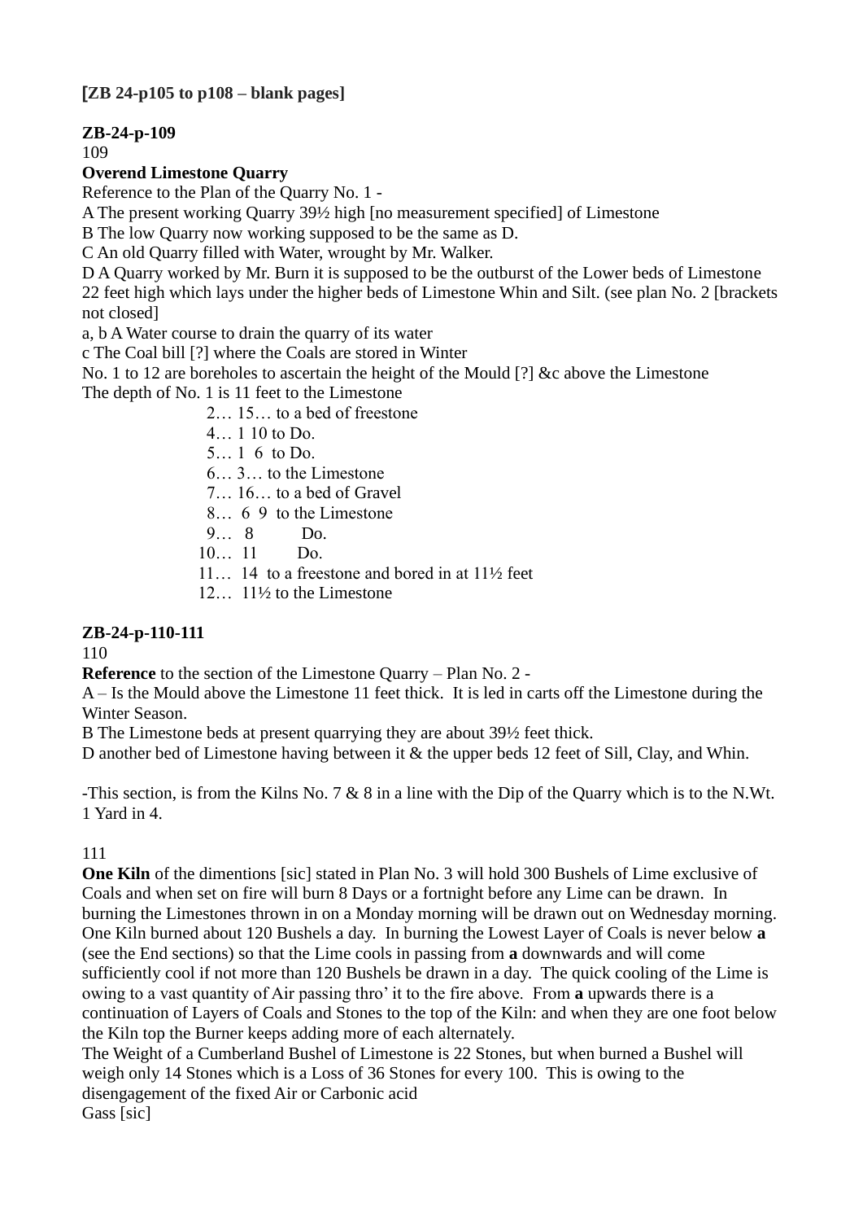**[ZB 24-p105 to p108 – blank pages]**

**ZB-24-p-109**

109

**Overend Limestone Quarry**

Reference to the Plan of the Quarry No. 1 -

A The present working Quarry 39½ high [no measurement specified] of Limestone

B The low Quarry now working supposed to be the same as D.

C An old Quarry filled with Water, wrought by Mr. Walker.

D A Quarry worked by Mr. Burn it is supposed to be the outburst of the Lower beds of Limestone 22 feet high which lays under the higher beds of Limestone Whin and Silt. (see plan No. 2 [brackets not closed]

a, b A Water course to drain the quarry of its water

c The Coal bill [?] where the Coals are stored in Winter

No. 1 to 12 are boreholes to ascertain the height of the Mould [?] &c above the Limestone

The depth of No. 1 is 11 feet to the Limestone

2… 15… to a bed of freestone
4… 1 10 to Do.
5… 1 6 to Do.
6… 3… to the Limestone
7… 16… to a bed of Gravel
8… 6 9 to the Limestone
9… 8 Do.
10… 11 Do.
11… 14 to a freestone and bored in at 11½ feet
12… 11½ to the Limestone

**ZB-24-p-110-111**

110

**Reference** to the section of the Limestone Quarry – Plan No. 2 -

A – Is the Mould above the Limestone 11 feet thick. It is led in carts off the Limestone during the Winter Season.

B The Limestone beds at present quarrying they are about 39½ feet thick.

D another bed of Limestone having between it & the upper beds 12 feet of Sill, Clay, and Whin.

-This section, is from the Kilns No. 7 & 8 in a line with the Dip of the Quarry which is to the N.Wt. 1 Yard in 4.

111

**One Kiln** of the dimentions [sic] stated in Plan No. 3 will hold 300 Bushels of Lime exclusive of Coals and when set on fire will burn 8 Days or a fortnight before any Lime can be drawn. In burning the Limestones thrown in on a Monday morning will be drawn out on Wednesday morning. One Kiln burned about 120 Bushels a day. In burning the Lowest Layer of Coals is never below **a** (see the End sections) so that the Lime cools in passing from **a** downwards and will come sufficiently cool if not more than 120 Bushels be drawn in a day. The quick cooling of the Lime is owing to a vast quantity of Air passing thro' it to the fire above. From **a** upwards there is a continuation of Layers of Coals and Stones to the top of the Kiln: and when they are one foot below the Kiln top the Burner keeps adding more of each alternately.

The Weight of a Cumberland Bushel of Limestone is 22 Stones, but when burned a Bushel will weigh only 14 Stones which is a Loss of 36 Stones for every 100. This is owing to the disengagement of the fixed Air or Carbonic acid

Gass [sic]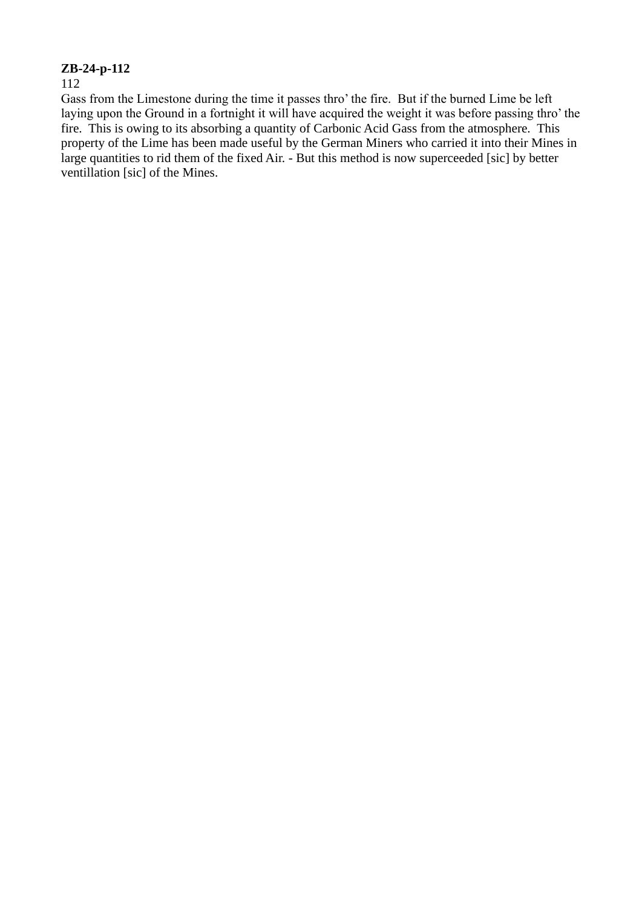**ZB-24-p-112**

112

Gass from the Limestone during the time it passes thro' the fire. But if the burned Lime be left laying upon the Ground in a fortnight it will have acquired the weight it was before passing thro' the fire. This is owing to its absorbing a quantity of Carbonic Acid Gass from the atmosphere. This property of the Lime has been made useful by the German Miners who carried it into their Mines in large quantities to rid them of the fixed Air. - But this method is now superceeded [sic] by better ventillation [sic] of the Mines.